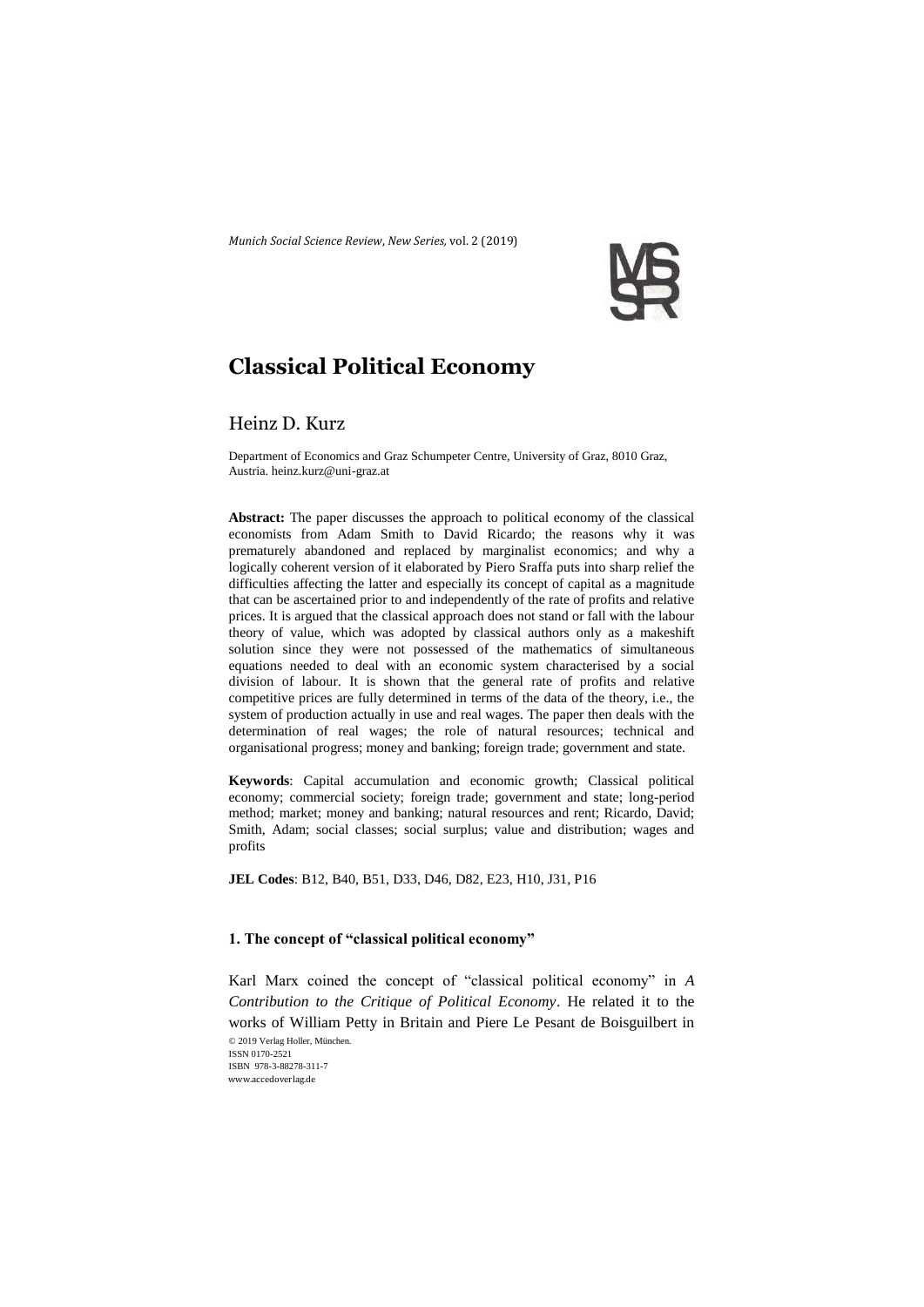# Classical Political Economy

Heinz D. Kurz

Department of Economics and Graz Schumpeter Centre, University of Graz, 8010 Graz, Austria. heinz.kurz@uni-graz.at

**Abstract:** The paper discusses the approach to political economy of the classical economists from Adam Smith to David Ricardo; the reasons why it was prematurely abandoned and replaced by marginalist economics; and why a logically coherent version of it elaborated by Piero Sraffa puts into sharp relief the difficulties affecting the latter and especially its concept of capital as a magnitude that can be ascertained prior to and independently of the rate of profits and relative prices. It is argued that the classical approach does not stand or fall with the labour theory of value, which was adopted by classical authors only as a makeshift solution since they were not possessed of the mathematics of simultaneous equations needed to deal with an economic system characterised by a social division of labour. It is shown that the general rate of profits and relative competitive prices are fully determined in terms of the data of the theory, i.e., the system of production actually in use and real wages. The paper then deals with the determination of real wages; the role of natural resources; technical and organisational progress; money and banking; foreign trade; government and state.

**Keywords**: Capital accumulation and economic growth; Classical political economy; commercial society; foreign trade; government and state; long-period method; market; money and banking; natural resources and rent; Ricardo, David; Smith, Adam; social classes; social surplus; value and distribution; wages and profits

**JEL Codes**: B12, B40, B51, D33, D46, D82, E23, H10, J31, P16

### 1. The concept of "classical political economy"

Karl Marx coined the concept of "classical political economy" in *A Contribution to the Critique of Political Economy*. He related it to the works of William Petty in Britain and Piere Le Pesant de Boisguilbert in

© 2019 Verlag Holler, München.
ISSN 0170-2521
ISBN 978-3-88278-311-7
www.accedoverlag.de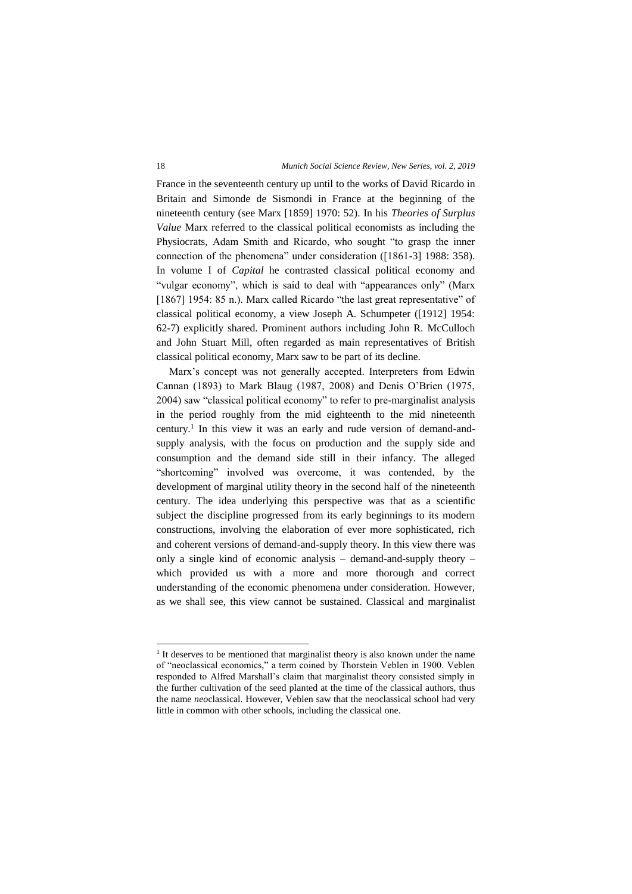France in the seventeenth century up until to the works of David Ricardo in Britain and Simonde de Sismondi in France at the beginning of the nineteenth century (see Marx [1859] 1970: 52). In his *Theories of Surplus Value* Marx referred to the classical political economists as including the Physiocrats, Adam Smith and Ricardo, who sought "to grasp the inner connection of the phenomena" under consideration ([1861-3] 1988: 358). In volume I of *Capital* he contrasted classical political economy and "vulgar economy", which is said to deal with "appearances only" (Marx [1867] 1954: 85 n.). Marx called Ricardo "the last great representative" of classical political economy, a view Joseph A. Schumpeter ([1912] 1954: 62-7) explicitly shared. Prominent authors including John R. McCulloch and John Stuart Mill, often regarded as main representatives of British classical political economy, Marx saw to be part of its decline.

Marx's concept was not generally accepted. Interpreters from Edwin Cannan (1893) to Mark Blaug (1987, 2008) and Denis O'Brien (1975, 2004) saw "classical political economy" to refer to pre-marginalist analysis in the period roughly from the mid eighteenth to the mid nineteenth century.[1] In this view it was an early and rude version of demand-and-supply analysis, with the focus on production and the supply side and consumption and the demand side still in their infancy. The alleged "shortcoming" involved was overcome, it was contended, by the development of marginal utility theory in the second half of the nineteenth century. The idea underlying this perspective was that as a scientific subject the discipline progressed from its early beginnings to its modern constructions, involving the elaboration of ever more sophisticated, rich and coherent versions of demand-and-supply theory. In this view there was only a single kind of economic analysis – demand-and-supply theory – which provided us with a more and more thorough and correct understanding of the economic phenomena under consideration. However, as we shall see, this view cannot be sustained. Classical and marginalist

[1] It deserves to be mentioned that marginalist theory is also known under the name of "neoclassical economics," a term coined by Thorstein Veblen in 1900. Veblen responded to Alfred Marshall's claim that marginalist theory consisted simply in the further cultivation of the seed planted at the time of the classical authors, thus the name *neo*classical. However, Veblen saw that the neoclassical school had very little in common with other schools, including the classical one.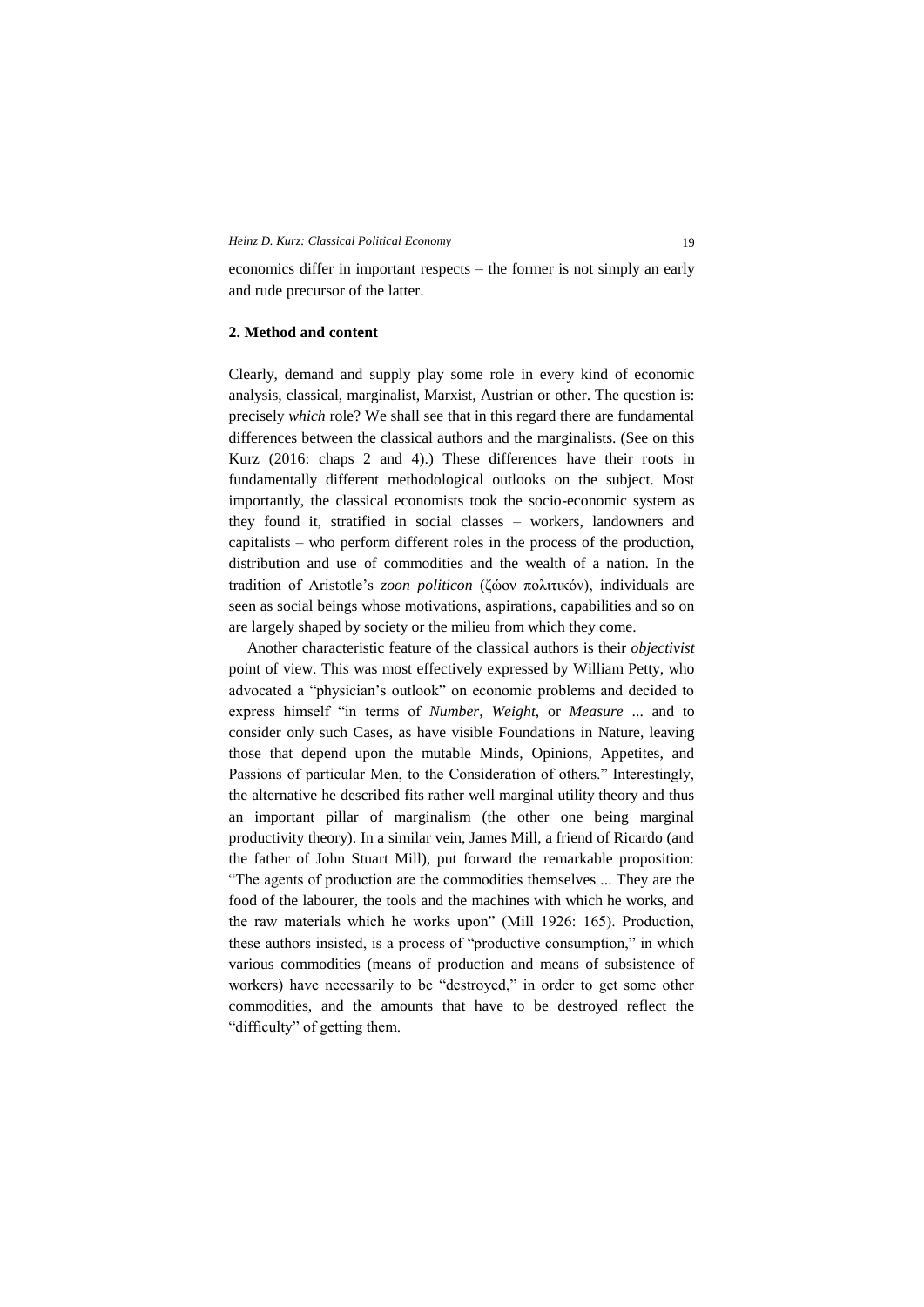economics differ in important respects – the former is not simply an early and rude precursor of the latter.

## 2. Method and content

Clearly, demand and supply play some role in every kind of economic analysis, classical, marginalist, Marxist, Austrian or other. The question is: precisely *which* role? We shall see that in this regard there are fundamental differences between the classical authors and the marginalists. (See on this Kurz (2016: chaps 2 and 4).) These differences have their roots in fundamentally different methodological outlooks on the subject. Most importantly, the classical economists took the socio-economic system as they found it, stratified in social classes – workers, landowners and capitalists – who perform different roles in the process of the production, distribution and use of commodities and the wealth of a nation. In the tradition of Aristotle's *zoon politicon* (ζώον πολιτικόν), individuals are seen as social beings whose motivations, aspirations, capabilities and so on are largely shaped by society or the milieu from which they come.

Another characteristic feature of the classical authors is their *objectivist* point of view. This was most effectively expressed by William Petty, who advocated a "physician's outlook" on economic problems and decided to express himself "in terms of *Number*, *Weight*, or *Measure* ... and to consider only such Cases, as have visible Foundations in Nature, leaving those that depend upon the mutable Minds, Opinions, Appetites, and Passions of particular Men, to the Consideration of others." Interestingly, the alternative he described fits rather well marginal utility theory and thus an important pillar of marginalism (the other one being marginal productivity theory). In a similar vein, James Mill, a friend of Ricardo (and the father of John Stuart Mill), put forward the remarkable proposition: "The agents of production are the commodities themselves ... They are the food of the labourer, the tools and the machines with which he works, and the raw materials which he works upon" (Mill 1926: 165). Production, these authors insisted, is a process of "productive consumption," in which various commodities (means of production and means of subsistence of workers) have necessarily to be "destroyed," in order to get some other commodities, and the amounts that have to be destroyed reflect the "difficulty" of getting them.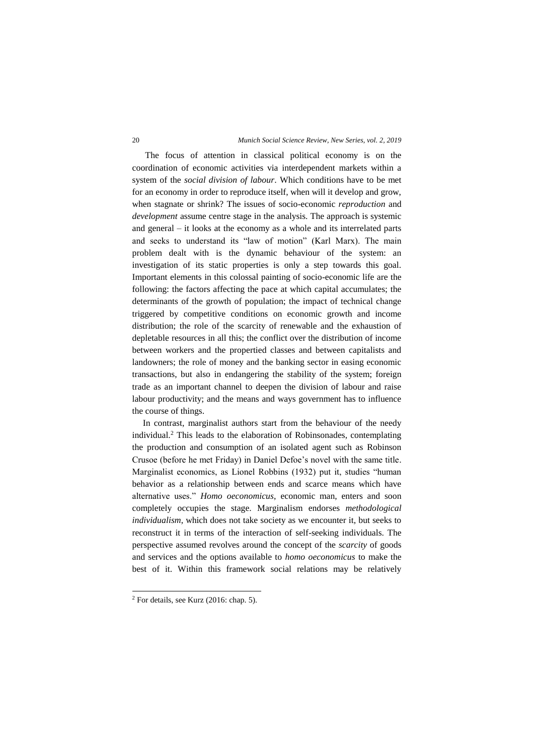The focus of attention in classical political economy is on the coordination of economic activities via interdependent markets within a system of the *social division of labour*. Which conditions have to be met for an economy in order to reproduce itself, when will it develop and grow, when stagnate or shrink? The issues of socio-economic *reproduction* and *development* assume centre stage in the analysis. The approach is systemic and general – it looks at the economy as a whole and its interrelated parts and seeks to understand its "law of motion" (Karl Marx). The main problem dealt with is the dynamic behaviour of the system: an investigation of its static properties is only a step towards this goal. Important elements in this colossal painting of socio-economic life are the following: the factors affecting the pace at which capital accumulates; the determinants of the growth of population; the impact of technical change triggered by competitive conditions on economic growth and income distribution; the role of the scarcity of renewable and the exhaustion of depletable resources in all this; the conflict over the distribution of income between workers and the propertied classes and between capitalists and landowners; the role of money and the banking sector in easing economic transactions, but also in endangering the stability of the system; foreign trade as an important channel to deepen the division of labour and raise labour productivity; and the means and ways government has to influence the course of things.

In contrast, marginalist authors start from the behaviour of the needy individual.[2] This leads to the elaboration of Robinsonades, contemplating the production and consumption of an isolated agent such as Robinson Crusoe (before he met Friday) in Daniel Defoe's novel with the same title. Marginalist economics, as Lionel Robbins (1932) put it, studies "human behavior as a relationship between ends and scarce means which have alternative uses." *Homo oeconomicus*, economic man, enters and soon completely occupies the stage. Marginalism endorses *methodological individualism*, which does not take society as we encounter it, but seeks to reconstruct it in terms of the interaction of self-seeking individuals. The perspective assumed revolves around the concept of the *scarcity* of goods and services and the options available to *homo oeconomicus* to make the best of it. Within this framework social relations may be relatively

[2] For details, see Kurz (2016: chap. 5).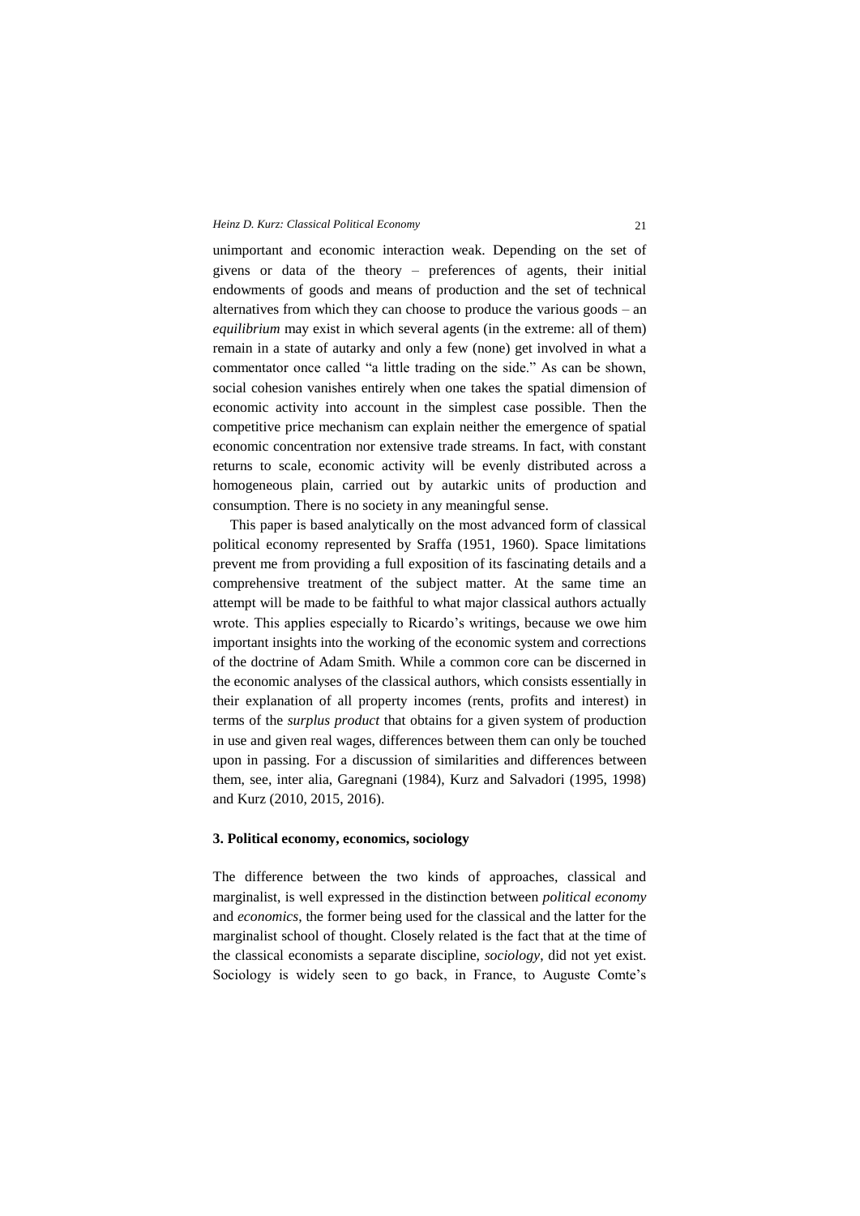unimportant and economic interaction weak. Depending on the set of givens or data of the theory – preferences of agents, their initial endowments of goods and means of production and the set of technical alternatives from which they can choose to produce the various goods – an *equilibrium* may exist in which several agents (in the extreme: all of them) remain in a state of autarky and only a few (none) get involved in what a commentator once called "a little trading on the side." As can be shown, social cohesion vanishes entirely when one takes the spatial dimension of economic activity into account in the simplest case possible. Then the competitive price mechanism can explain neither the emergence of spatial economic concentration nor extensive trade streams. In fact, with constant returns to scale, economic activity will be evenly distributed across a homogeneous plain, carried out by autarkic units of production and consumption. There is no society in any meaningful sense.

This paper is based analytically on the most advanced form of classical political economy represented by Sraffa (1951, 1960). Space limitations prevent me from providing a full exposition of its fascinating details and a comprehensive treatment of the subject matter. At the same time an attempt will be made to be faithful to what major classical authors actually wrote. This applies especially to Ricardo's writings, because we owe him important insights into the working of the economic system and corrections of the doctrine of Adam Smith. While a common core can be discerned in the economic analyses of the classical authors, which consists essentially in their explanation of all property incomes (rents, profits and interest) in terms of the *surplus product* that obtains for a given system of production in use and given real wages, differences between them can only be touched upon in passing. For a discussion of similarities and differences between them, see, inter alia, Garegnani (1984), Kurz and Salvadori (1995, 1998) and Kurz (2010, 2015, 2016).

### 3. Political economy, economics, sociology

The difference between the two kinds of approaches, classical and marginalist, is well expressed in the distinction between *political economy* and *economics*, the former being used for the classical and the latter for the marginalist school of thought. Closely related is the fact that at the time of the classical economists a separate discipline, *sociology*, did not yet exist. Sociology is widely seen to go back, in France, to Auguste Comte's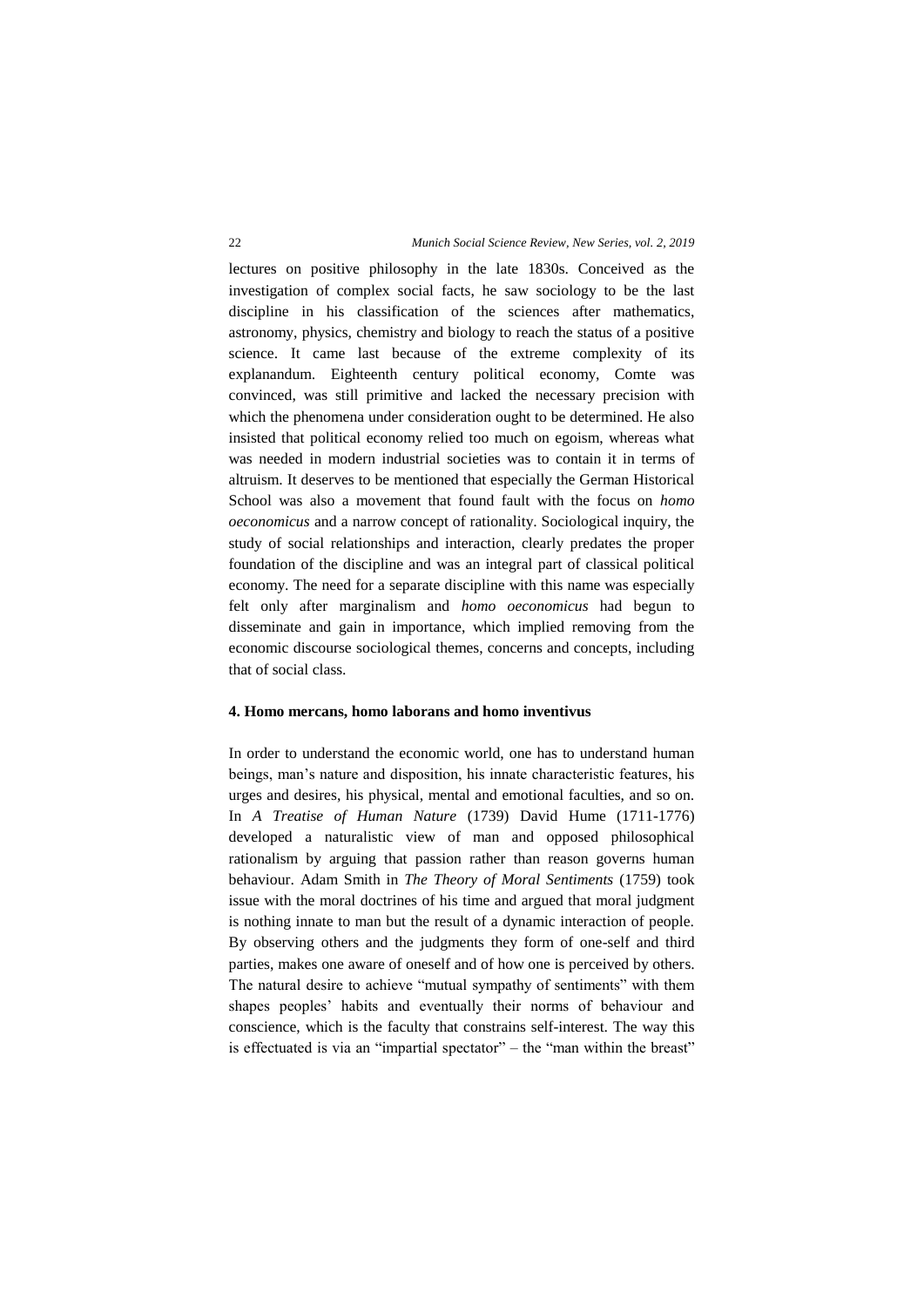lectures on positive philosophy in the late 1830s. Conceived as the investigation of complex social facts, he saw sociology to be the last discipline in his classification of the sciences after mathematics, astronomy, physics, chemistry and biology to reach the status of a positive science. It came last because of the extreme complexity of its explanandum. Eighteenth century political economy, Comte was convinced, was still primitive and lacked the necessary precision with which the phenomena under consideration ought to be determined. He also insisted that political economy relied too much on egoism, whereas what was needed in modern industrial societies was to contain it in terms of altruism. It deserves to be mentioned that especially the German Historical School was also a movement that found fault with the focus on *homo oeconomicus* and a narrow concept of rationality. Sociological inquiry, the study of social relationships and interaction, clearly predates the proper foundation of the discipline and was an integral part of classical political economy. The need for a separate discipline with this name was especially felt only after marginalism and *homo oeconomicus* had begun to disseminate and gain in importance, which implied removing from the economic discourse sociological themes, concerns and concepts, including that of social class.

### 4. Homo mercans, homo laborans and homo inventivus

In order to understand the economic world, one has to understand human beings, man's nature and disposition, his innate characteristic features, his urges and desires, his physical, mental and emotional faculties, and so on. In *A Treatise of Human Nature* (1739) David Hume (1711-1776) developed a naturalistic view of man and opposed philosophical rationalism by arguing that passion rather than reason governs human behaviour. Adam Smith in *The Theory of Moral Sentiments* (1759) took issue with the moral doctrines of his time and argued that moral judgment is nothing innate to man but the result of a dynamic interaction of people. By observing others and the judgments they form of one-self and third parties, makes one aware of oneself and of how one is perceived by others. The natural desire to achieve "mutual sympathy of sentiments" with them shapes peoples' habits and eventually their norms of behaviour and conscience, which is the faculty that constrains self-interest. The way this is effectuated is via an "impartial spectator" – the "man within the breast"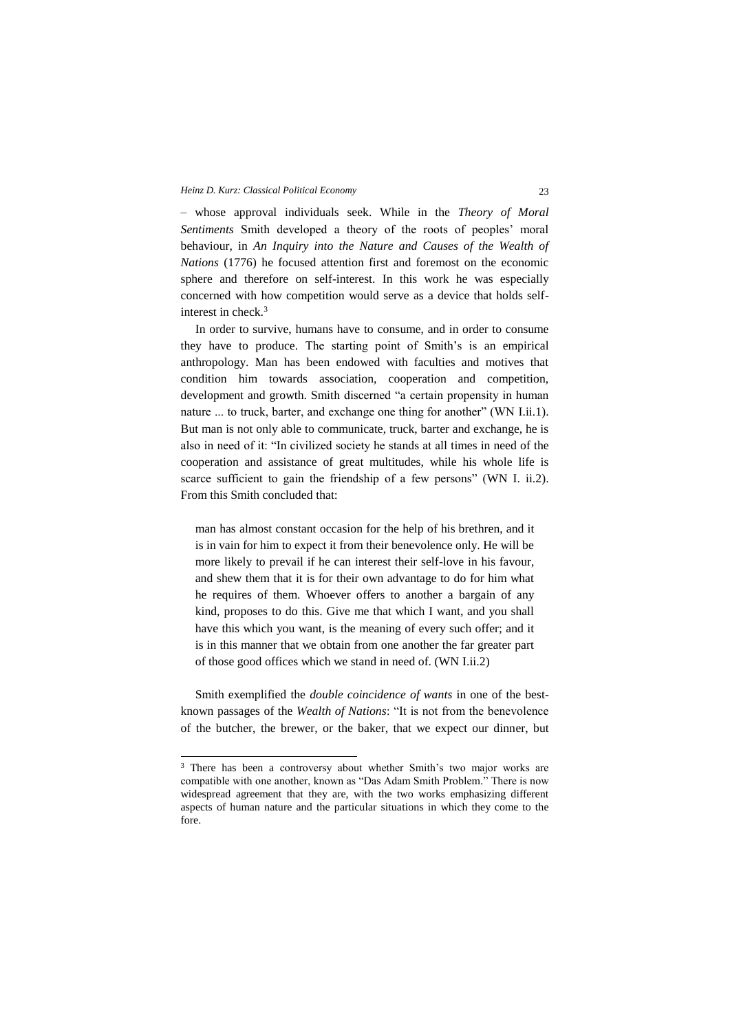– whose approval individuals seek. While in the *Theory of Moral Sentiments* Smith developed a theory of the roots of peoples' moral behaviour, in *An Inquiry into the Nature and Causes of the Wealth of Nations* (1776) he focused attention first and foremost on the economic sphere and therefore on self-interest. In this work he was especially concerned with how competition would serve as a device that holds self-interest in check.[3]

In order to survive, humans have to consume, and in order to consume they have to produce. The starting point of Smith's is an empirical anthropology. Man has been endowed with faculties and motives that condition him towards association, cooperation and competition, development and growth. Smith discerned "a certain propensity in human nature ... to truck, barter, and exchange one thing for another" (WN I.ii.1). But man is not only able to communicate, truck, barter and exchange, he is also in need of it: "In civilized society he stands at all times in need of the cooperation and assistance of great multitudes, while his whole life is scarce sufficient to gain the friendship of a few persons" (WN I. ii.2). From this Smith concluded that:

> man has almost constant occasion for the help of his brethren, and it is in vain for him to expect it from their benevolence only. He will be more likely to prevail if he can interest their self-love in his favour, and shew them that it is for their own advantage to do for him what he requires of them. Whoever offers to another a bargain of any kind, proposes to do this. Give me that which I want, and you shall have this which you want, is the meaning of every such offer; and it is in this manner that we obtain from one another the far greater part of those good offices which we stand in need of. (WN I.ii.2)

Smith exemplified the *double coincidence of wants* in one of the best-known passages of the *Wealth of Nations*: "It is not from the benevolence of the butcher, the brewer, or the baker, that we expect our dinner, but

---

[3] There has been a controversy about whether Smith's two major works are compatible with one another, known as "Das Adam Smith Problem." There is now widespread agreement that they are, with the two works emphasizing different aspects of human nature and the particular situations in which they come to the fore.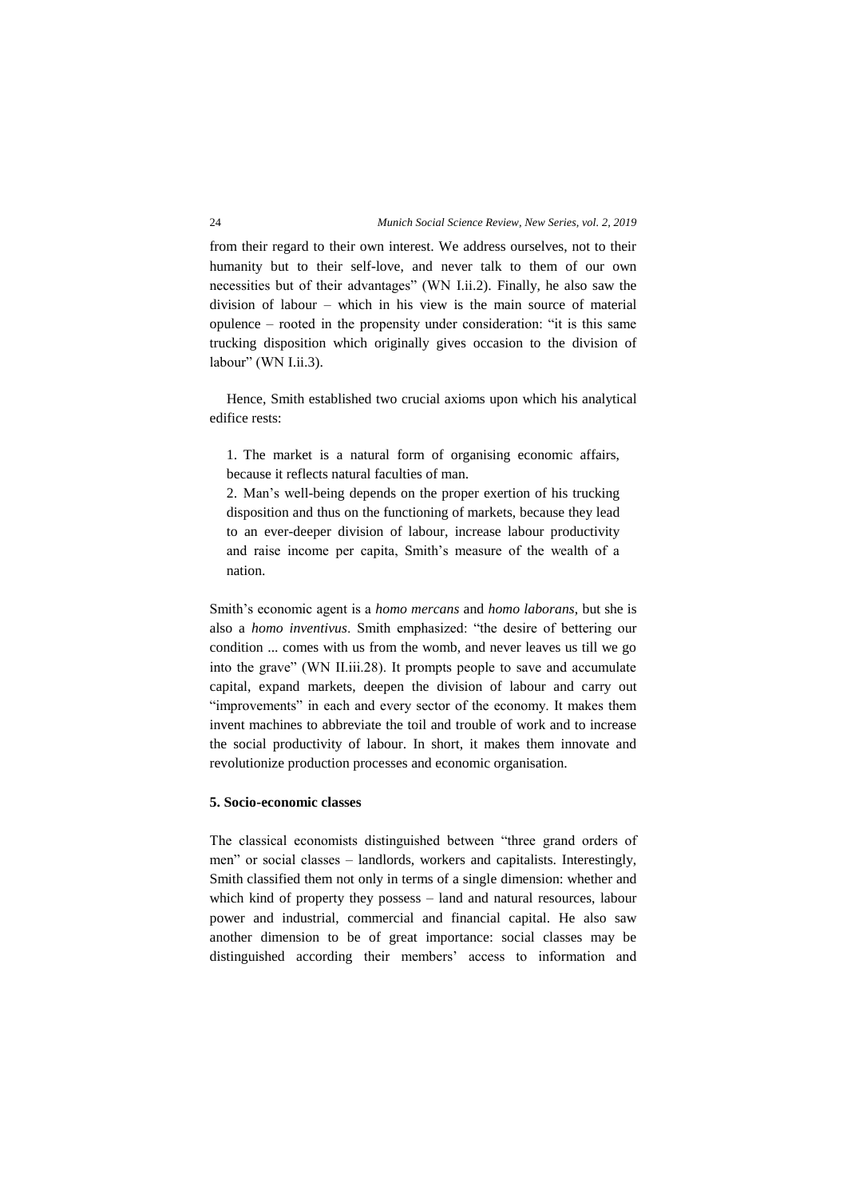from their regard to their own interest. We address ourselves, not to their humanity but to their self-love, and never talk to them of our own necessities but of their advantages" (WN I.ii.2). Finally, he also saw the division of labour – which in his view is the main source of material opulence – rooted in the propensity under consideration: "it is this same trucking disposition which originally gives occasion to the division of labour" (WN I.ii.3).

Hence, Smith established two crucial axioms upon which his analytical edifice rests:

1. The market is a natural form of organising economic affairs, because it reflects natural faculties of man.
2. Man's well-being depends on the proper exertion of his trucking disposition and thus on the functioning of markets, because they lead to an ever-deeper division of labour, increase labour productivity and raise income per capita, Smith's measure of the wealth of a nation.

Smith's economic agent is a *homo mercans* and *homo laborans*, but she is also a *homo inventivus*. Smith emphasized: "the desire of bettering our condition ... comes with us from the womb, and never leaves us till we go into the grave" (WN II.iii.28). It prompts people to save and accumulate capital, expand markets, deepen the division of labour and carry out "improvements" in each and every sector of the economy. It makes them invent machines to abbreviate the toil and trouble of work and to increase the social productivity of labour. In short, it makes them innovate and revolutionize production processes and economic organisation.

### 5. Socio-economic classes

The classical economists distinguished between "three grand orders of men" or social classes – landlords, workers and capitalists. Interestingly, Smith classified them not only in terms of a single dimension: whether and which kind of property they possess – land and natural resources, labour power and industrial, commercial and financial capital. He also saw another dimension to be of great importance: social classes may be distinguished according their members' access to information and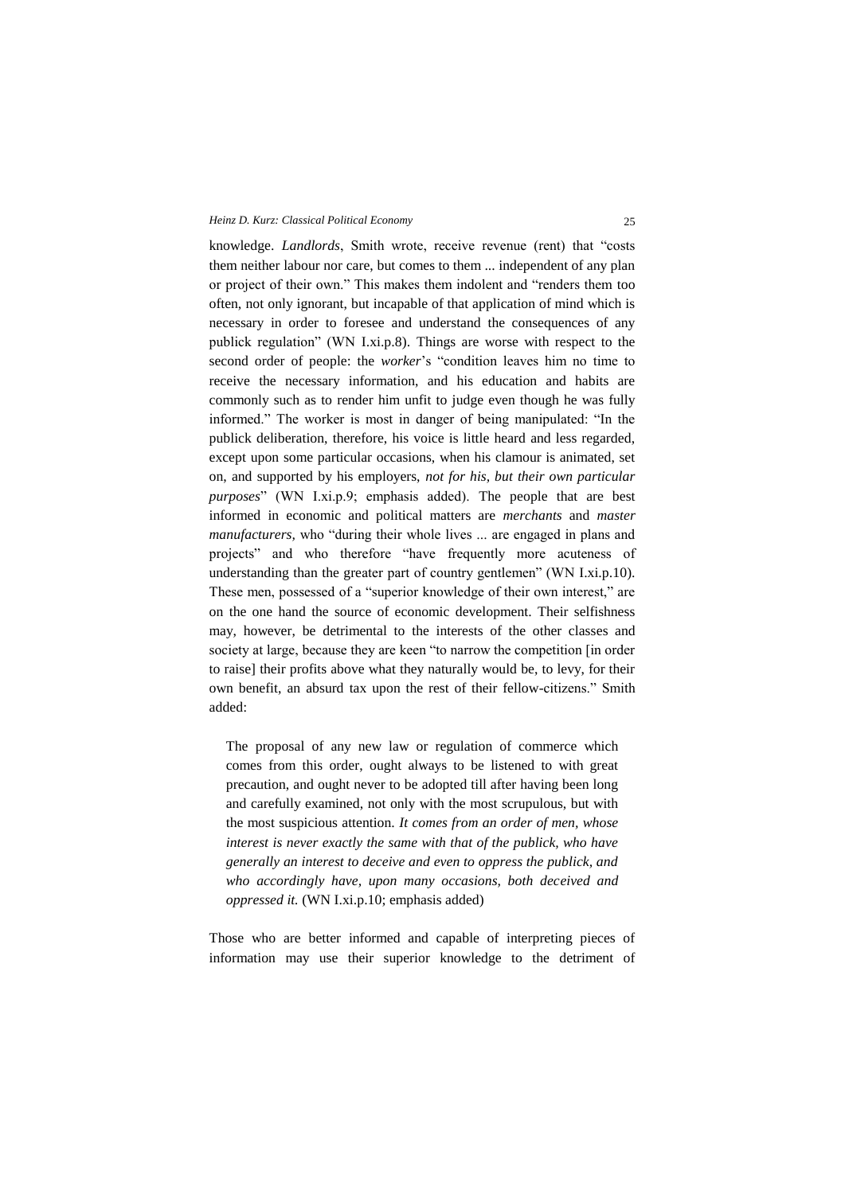knowledge. *Landlords*, Smith wrote, receive revenue (rent) that "costs them neither labour nor care, but comes to them ... independent of any plan or project of their own." This makes them indolent and "renders them too often, not only ignorant, but incapable of that application of mind which is necessary in order to foresee and understand the consequences of any publick regulation" (WN I.xi.p.8). Things are worse with respect to the second order of people: the *worker*'s "condition leaves him no time to receive the necessary information, and his education and habits are commonly such as to render him unfit to judge even though he was fully informed." The worker is most in danger of being manipulated: "In the publick deliberation, therefore, his voice is little heard and less regarded, except upon some particular occasions, when his clamour is animated, set on, and supported by his employers, *not for his, but their own particular purposes*" (WN I.xi.p.9; emphasis added). The people that are best informed in economic and political matters are *merchants* and *master manufacturers,* who "during their whole lives ... are engaged in plans and projects" and who therefore "have frequently more acuteness of understanding than the greater part of country gentlemen" (WN I.xi.p.10). These men, possessed of a "superior knowledge of their own interest," are on the one hand the source of economic development. Their selfishness may, however, be detrimental to the interests of the other classes and society at large, because they are keen "to narrow the competition [in order to raise] their profits above what they naturally would be, to levy, for their own benefit, an absurd tax upon the rest of their fellow-citizens." Smith added:

> The proposal of any new law or regulation of commerce which comes from this order, ought always to be listened to with great precaution, and ought never to be adopted till after having been long and carefully examined, not only with the most scrupulous, but with the most suspicious attention. *It comes from an order of men, whose interest is never exactly the same with that of the publick, who have generally an interest to deceive and even to oppress the publick, and who accordingly have, upon many occasions, both deceived and oppressed it.* (WN I.xi.p.10; emphasis added)

Those who are better informed and capable of interpreting pieces of information may use their superior knowledge to the detriment of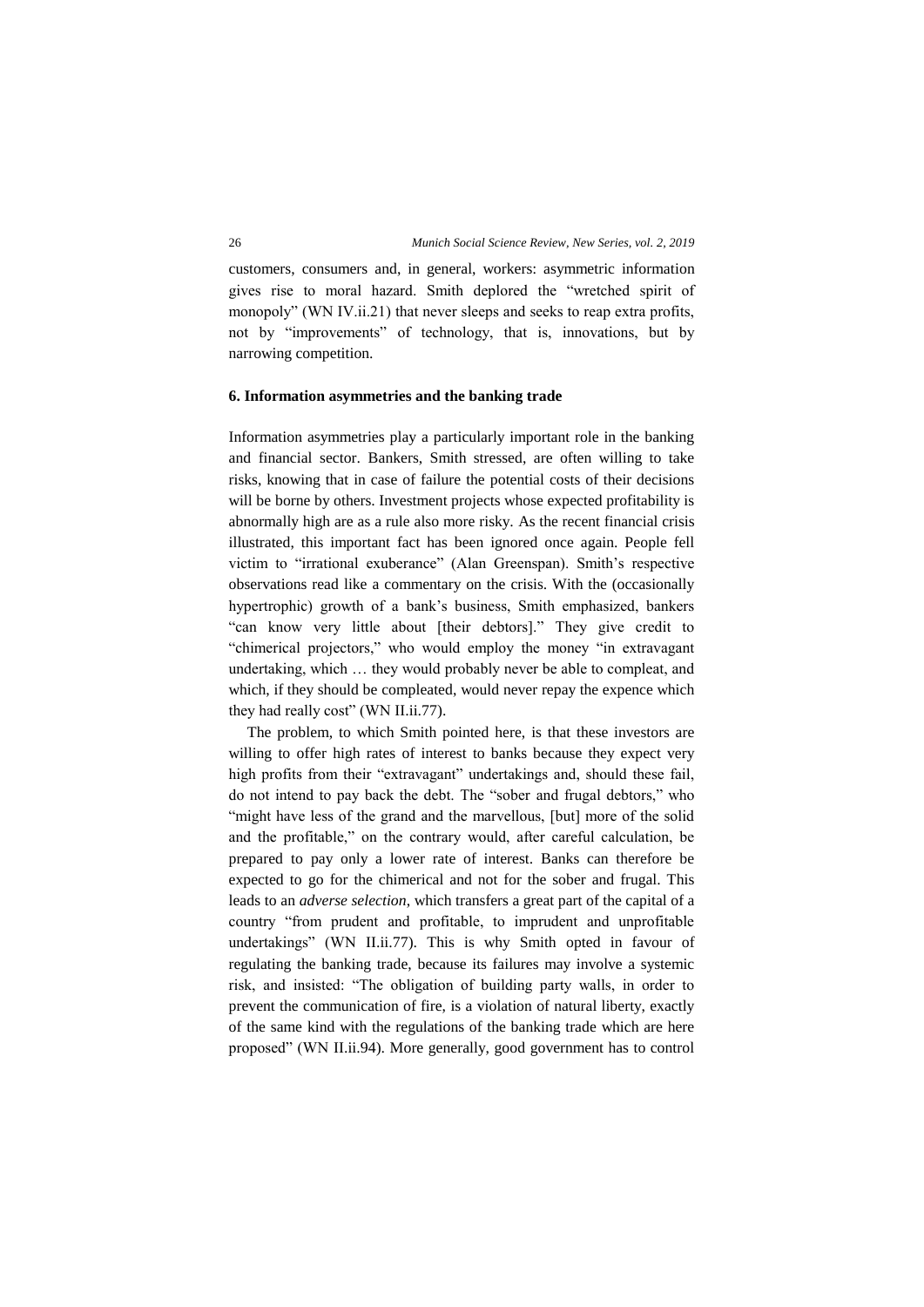customers, consumers and, in general, workers: asymmetric information gives rise to moral hazard. Smith deplored the "wretched spirit of monopoly" (WN IV.ii.21) that never sleeps and seeks to reap extra profits, not by "improvements" of technology, that is, innovations, but by narrowing competition.

## 6. Information asymmetries and the banking trade

Information asymmetries play a particularly important role in the banking and financial sector. Bankers, Smith stressed, are often willing to take risks, knowing that in case of failure the potential costs of their decisions will be borne by others. Investment projects whose expected profitability is abnormally high are as a rule also more risky. As the recent financial crisis illustrated, this important fact has been ignored once again. People fell victim to "irrational exuberance" (Alan Greenspan). Smith's respective observations read like a commentary on the crisis. With the (occasionally hypertrophic) growth of a bank's business, Smith emphasized, bankers "can know very little about [their debtors]." They give credit to "chimerical projectors," who would employ the money "in extravagant undertaking, which … they would probably never be able to compleat, and which, if they should be compleated, would never repay the expence which they had really cost" (WN II.ii.77).

The problem, to which Smith pointed here, is that these investors are willing to offer high rates of interest to banks because they expect very high profits from their "extravagant" undertakings and, should these fail, do not intend to pay back the debt. The "sober and frugal debtors," who "might have less of the grand and the marvellous, [but] more of the solid and the profitable," on the contrary would, after careful calculation, be prepared to pay only a lower rate of interest. Banks can therefore be expected to go for the chimerical and not for the sober and frugal. This leads to an *adverse selection*, which transfers a great part of the capital of a country "from prudent and profitable, to imprudent and unprofitable undertakings" (WN II.ii.77). This is why Smith opted in favour of regulating the banking trade, because its failures may involve a systemic risk, and insisted: "The obligation of building party walls, in order to prevent the communication of fire, is a violation of natural liberty, exactly of the same kind with the regulations of the banking trade which are here proposed" (WN II.ii.94). More generally, good government has to control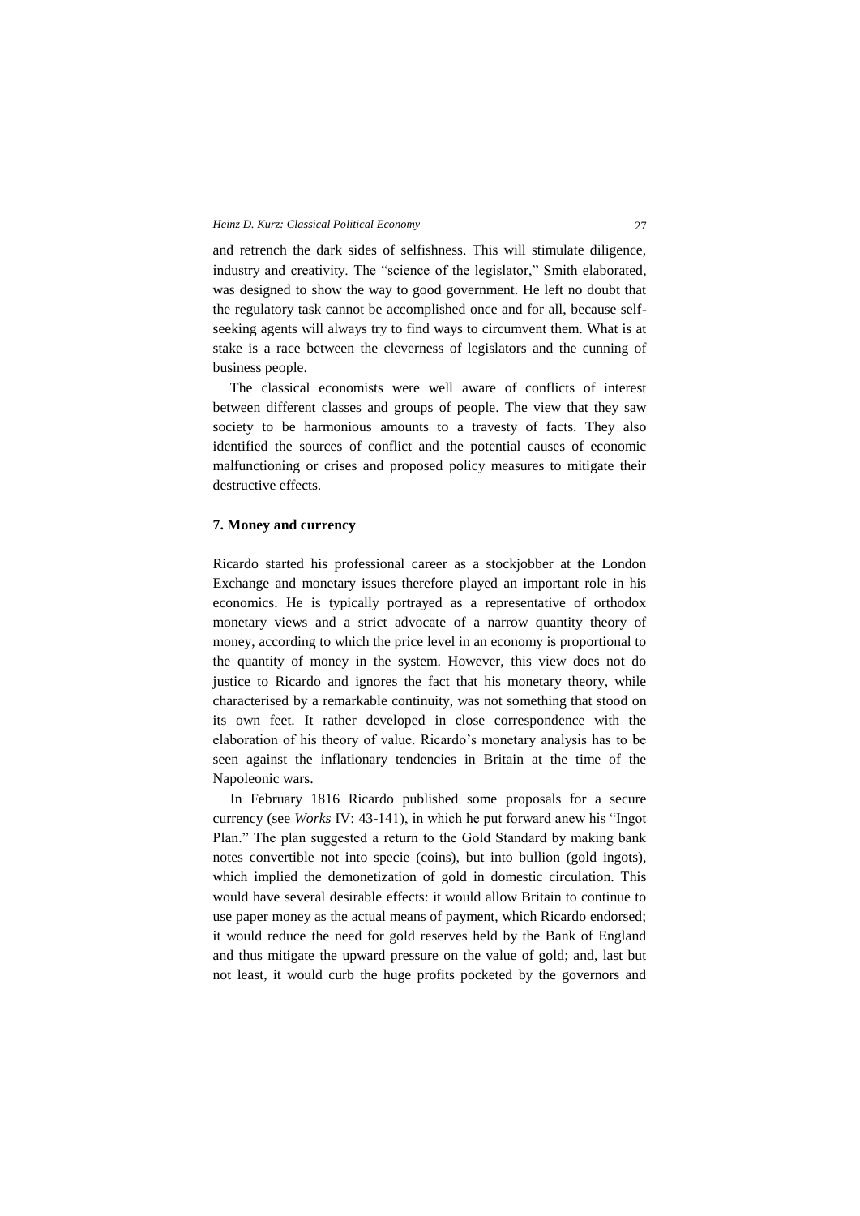and retrench the dark sides of selfishness. This will stimulate diligence, industry and creativity. The "science of the legislator," Smith elaborated, was designed to show the way to good government. He left no doubt that the regulatory task cannot be accomplished once and for all, because self-seeking agents will always try to find ways to circumvent them. What is at stake is a race between the cleverness of legislators and the cunning of business people.

The classical economists were well aware of conflicts of interest between different classes and groups of people. The view that they saw society to be harmonious amounts to a travesty of facts. They also identified the sources of conflict and the potential causes of economic malfunctioning or crises and proposed policy measures to mitigate their destructive effects.

## 7. Money and currency

Ricardo started his professional career as a stockjobber at the London Exchange and monetary issues therefore played an important role in his economics. He is typically portrayed as a representative of orthodox monetary views and a strict advocate of a narrow quantity theory of money, according to which the price level in an economy is proportional to the quantity of money in the system. However, this view does not do justice to Ricardo and ignores the fact that his monetary theory, while characterised by a remarkable continuity, was not something that stood on its own feet. It rather developed in close correspondence with the elaboration of his theory of value. Ricardo's monetary analysis has to be seen against the inflationary tendencies in Britain at the time of the Napoleonic wars.

In February 1816 Ricardo published some proposals for a secure currency (see *Works* IV: 43-141), in which he put forward anew his "Ingot Plan." The plan suggested a return to the Gold Standard by making bank notes convertible not into specie (coins), but into bullion (gold ingots), which implied the demonetization of gold in domestic circulation. This would have several desirable effects: it would allow Britain to continue to use paper money as the actual means of payment, which Ricardo endorsed; it would reduce the need for gold reserves held by the Bank of England and thus mitigate the upward pressure on the value of gold; and, last but not least, it would curb the huge profits pocketed by the governors and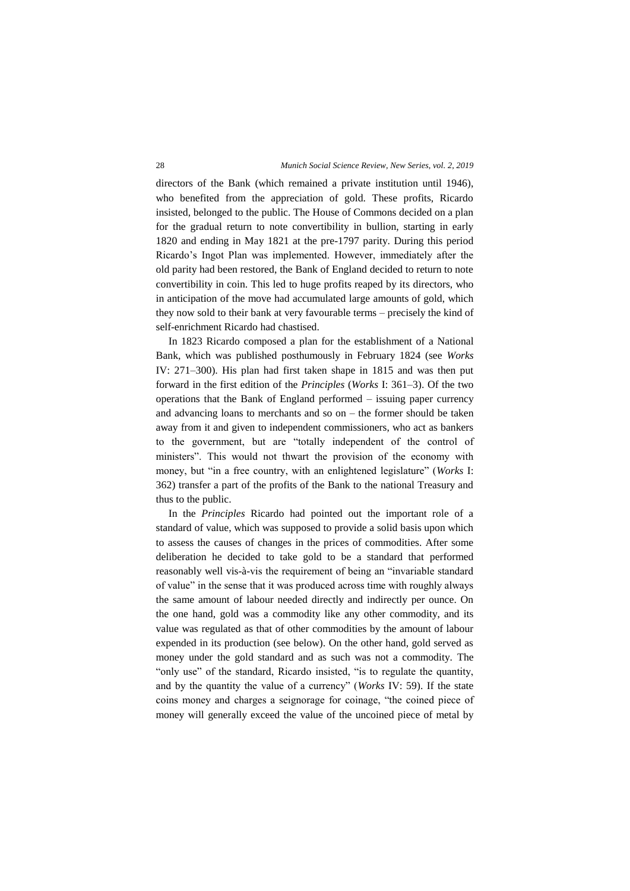directors of the Bank (which remained a private institution until 1946), who benefited from the appreciation of gold. These profits, Ricardo insisted, belonged to the public. The House of Commons decided on a plan for the gradual return to note convertibility in bullion, starting in early 1820 and ending in May 1821 at the pre-1797 parity. During this period Ricardo's Ingot Plan was implemented. However, immediately after the old parity had been restored, the Bank of England decided to return to note convertibility in coin. This led to huge profits reaped by its directors, who in anticipation of the move had accumulated large amounts of gold, which they now sold to their bank at very favourable terms – precisely the kind of self-enrichment Ricardo had chastised.

In 1823 Ricardo composed a plan for the establishment of a National Bank, which was published posthumously in February 1824 (see *Works* IV: 271–300). His plan had first taken shape in 1815 and was then put forward in the first edition of the *Principles* (*Works* I: 361–3). Of the two operations that the Bank of England performed – issuing paper currency and advancing loans to merchants and so on – the former should be taken away from it and given to independent commissioners, who act as bankers to the government, but are "totally independent of the control of ministers". This would not thwart the provision of the economy with money, but "in a free country, with an enlightened legislature" (*Works* I: 362) transfer a part of the profits of the Bank to the national Treasury and thus to the public.

In the *Principles* Ricardo had pointed out the important role of a standard of value, which was supposed to provide a solid basis upon which to assess the causes of changes in the prices of commodities. After some deliberation he decided to take gold to be a standard that performed reasonably well vis-à-vis the requirement of being an "invariable standard of value" in the sense that it was produced across time with roughly always the same amount of labour needed directly and indirectly per ounce. On the one hand, gold was a commodity like any other commodity, and its value was regulated as that of other commodities by the amount of labour expended in its production (see below). On the other hand, gold served as money under the gold standard and as such was not a commodity. The "only use" of the standard, Ricardo insisted, "is to regulate the quantity, and by the quantity the value of a currency" (*Works* IV: 59). If the state coins money and charges a seignorage for coinage, "the coined piece of money will generally exceed the value of the uncoined piece of metal by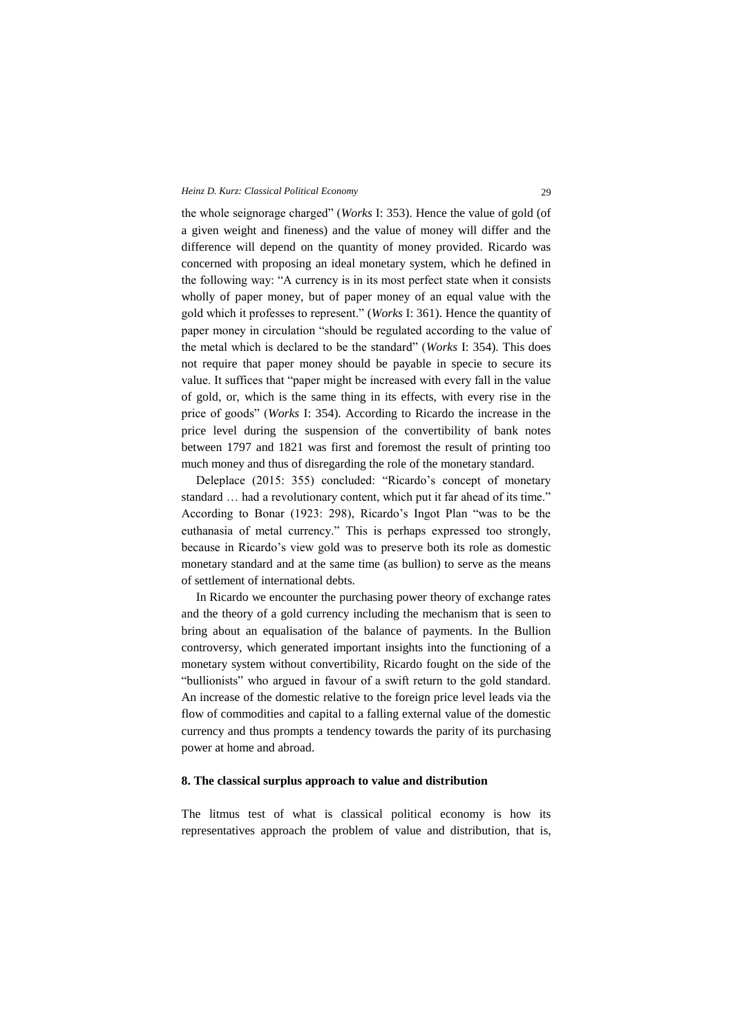the whole seignorage charged" (*Works* I: 353). Hence the value of gold (of a given weight and fineness) and the value of money will differ and the difference will depend on the quantity of money provided. Ricardo was concerned with proposing an ideal monetary system, which he defined in the following way: "A currency is in its most perfect state when it consists wholly of paper money, but of paper money of an equal value with the gold which it professes to represent." (*Works* I: 361). Hence the quantity of paper money in circulation "should be regulated according to the value of the metal which is declared to be the standard" (*Works* I: 354). This does not require that paper money should be payable in specie to secure its value. It suffices that "paper might be increased with every fall in the value of gold, or, which is the same thing in its effects, with every rise in the price of goods" (*Works* I: 354). According to Ricardo the increase in the price level during the suspension of the convertibility of bank notes between 1797 and 1821 was first and foremost the result of printing too much money and thus of disregarding the role of the monetary standard.

Deleplace (2015: 355) concluded: "Ricardo's concept of monetary standard … had a revolutionary content, which put it far ahead of its time." According to Bonar (1923: 298), Ricardo's Ingot Plan "was to be the euthanasia of metal currency." This is perhaps expressed too strongly, because in Ricardo's view gold was to preserve both its role as domestic monetary standard and at the same time (as bullion) to serve as the means of settlement of international debts.

In Ricardo we encounter the purchasing power theory of exchange rates and the theory of a gold currency including the mechanism that is seen to bring about an equalisation of the balance of payments. In the Bullion controversy, which generated important insights into the functioning of a monetary system without convertibility, Ricardo fought on the side of the "bullionists" who argued in favour of a swift return to the gold standard. An increase of the domestic relative to the foreign price level leads via the flow of commodities and capital to a falling external value of the domestic currency and thus prompts a tendency towards the parity of its purchasing power at home and abroad.

## 8. The classical surplus approach to value and distribution

The litmus test of what is classical political economy is how its representatives approach the problem of value and distribution, that is,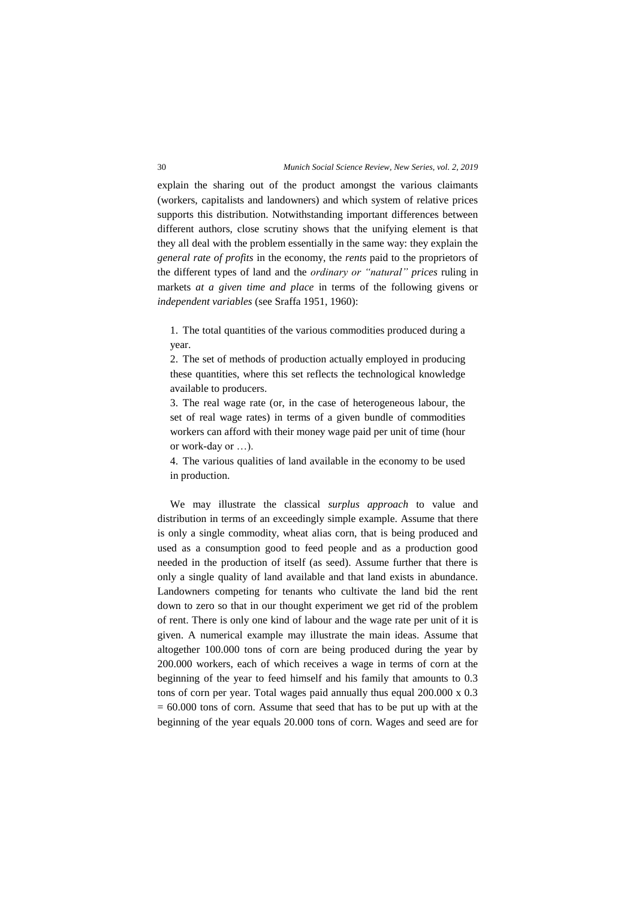explain the sharing out of the product amongst the various claimants (workers, capitalists and landowners) and which system of relative prices supports this distribution. Notwithstanding important differences between different authors, close scrutiny shows that the unifying element is that they all deal with the problem essentially in the same way: they explain the *general rate of profits* in the economy, the *rents* paid to the proprietors of the different types of land and the *ordinary or "natural" prices* ruling in markets *at a given time and place* in terms of the following givens or *independent variables* (see Sraffa 1951, 1960):

1. The total quantities of the various commodities produced during a year.
2. The set of methods of production actually employed in producing these quantities, where this set reflects the technological knowledge available to producers.
3. The real wage rate (or, in the case of heterogeneous labour, the set of real wage rates) in terms of a given bundle of commodities workers can afford with their money wage paid per unit of time (hour or work-day or …).
4. The various qualities of land available in the economy to be used in production.

We may illustrate the classical *surplus approach* to value and distribution in terms of an exceedingly simple example. Assume that there is only a single commodity, wheat alias corn, that is being produced and used as a consumption good to feed people and as a production good needed in the production of itself (as seed). Assume further that there is only a single quality of land available and that land exists in abundance. Landowners competing for tenants who cultivate the land bid the rent down to zero so that in our thought experiment we get rid of the problem of rent. There is only one kind of labour and the wage rate per unit of it is given. A numerical example may illustrate the main ideas. Assume that altogether 100.000 tons of corn are being produced during the year by 200.000 workers, each of which receives a wage in terms of corn at the beginning of the year to feed himself and his family that amounts to 0.3 tons of corn per year. Total wages paid annually thus equal 200.000 x 0.3 = 60.000 tons of corn. Assume that seed that has to be put up with at the beginning of the year equals 20.000 tons of corn. Wages and seed are for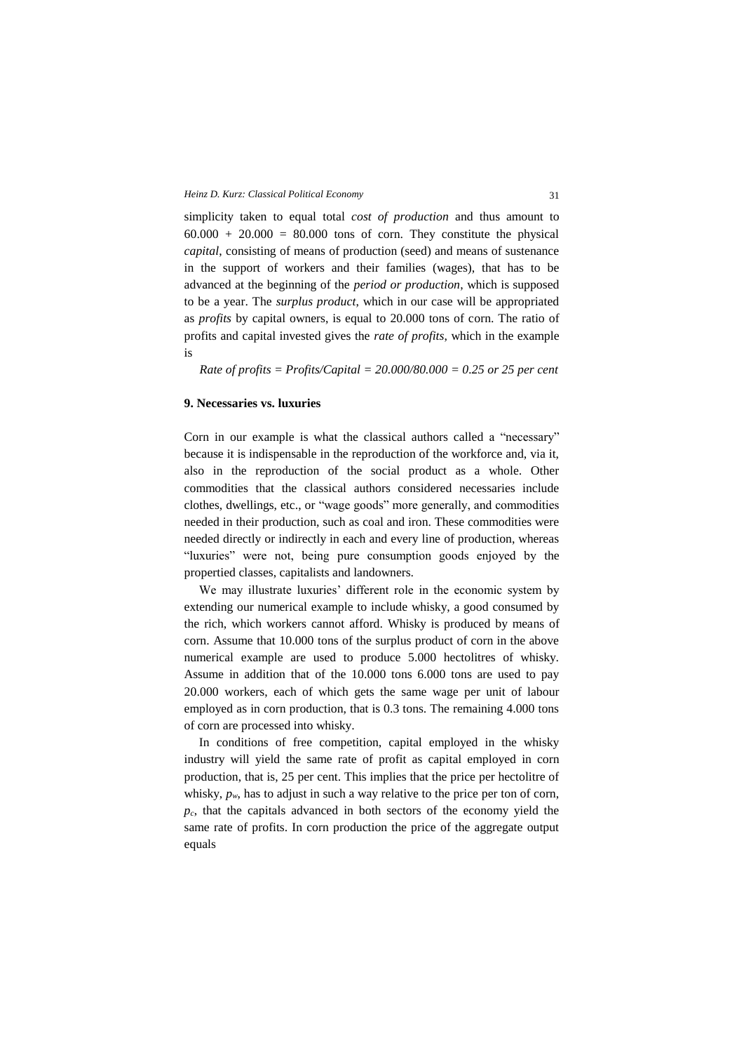simplicity taken to equal total *cost of production* and thus amount to 60.000 + 20.000 = 80.000 tons of corn. They constitute the physical *capital*, consisting of means of production (seed) and means of sustenance in the support of workers and their families (wages), that has to be advanced at the beginning of the *period or production*, which is supposed to be a year. The *surplus product*, which in our case will be appropriated as *profits* by capital owners, is equal to 20.000 tons of corn. The ratio of profits and capital invested gives the *rate of profits*, which in the example is

*Rate of profits = Profits/Capital = 20.000/80.000 = 0.25 or 25 per cent*

### 9. Necessaries vs. luxuries

Corn in our example is what the classical authors called a "necessary" because it is indispensable in the reproduction of the workforce and, via it, also in the reproduction of the social product as a whole. Other commodities that the classical authors considered necessaries include clothes, dwellings, etc., or "wage goods" more generally, and commodities needed in their production, such as coal and iron. These commodities were needed directly or indirectly in each and every line of production, whereas "luxuries" were not, being pure consumption goods enjoyed by the propertied classes, capitalists and landowners.

We may illustrate luxuries' different role in the economic system by extending our numerical example to include whisky, a good consumed by the rich, which workers cannot afford. Whisky is produced by means of corn. Assume that 10.000 tons of the surplus product of corn in the above numerical example are used to produce 5.000 hectolitres of whisky. Assume in addition that of the 10.000 tons 6.000 tons are used to pay 20.000 workers, each of which gets the same wage per unit of labour employed as in corn production, that is 0.3 tons. The remaining 4.000 tons of corn are processed into whisky.

In conditions of free competition, capital employed in the whisky industry will yield the same rate of profit as capital employed in corn production, that is, 25 per cent. This implies that the price per hectolitre of whisky, $p_w$, has to adjust in such a way relative to the price per ton of corn, $p_c$, that the capitals advanced in both sectors of the economy yield the same rate of profits. In corn production the price of the aggregate output equals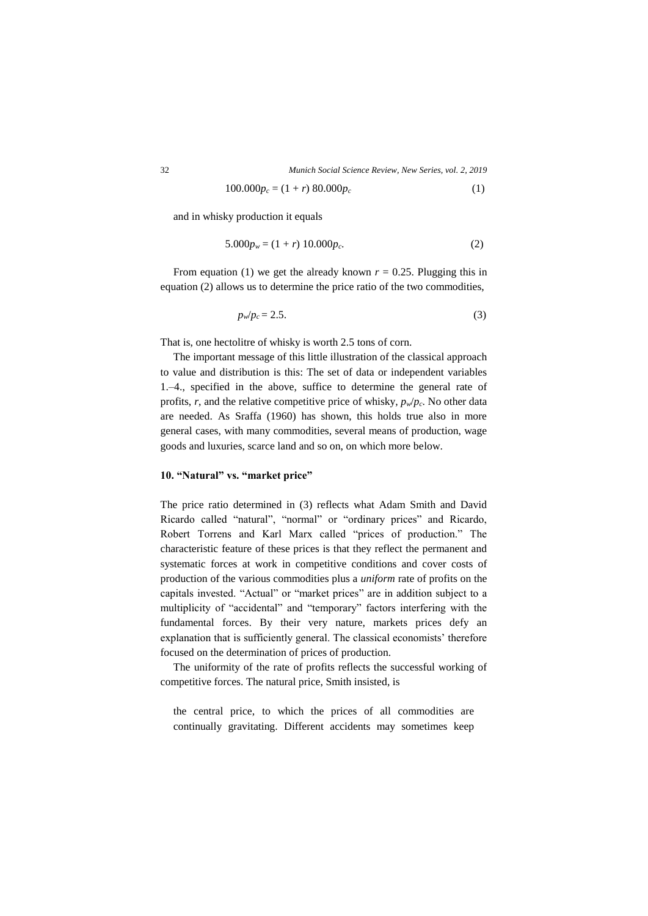$$100.000p_c = (1 + r)\ 80.000p_c \tag{1}$$

and in whisky production it equals

$$5.000p_w = (1 + r)\ 10.000p_c. \tag{2}$$

From equation (1) we get the already known $r = 0.25$. Plugging this in equation (2) allows us to determine the price ratio of the two commodities,

$$p_w/p_c = 2.5. \tag{3}$$

That is, one hectolitre of whisky is worth 2.5 tons of corn.

The important message of this little illustration of the classical approach to value and distribution is this: The set of data or independent variables 1.–4., specified in the above, suffice to determine the general rate of profits, $r$, and the relative competitive price of whisky, $p_w/p_c$. No other data are needed. As Sraffa (1960) has shown, this holds true also in more general cases, with many commodities, several means of production, wage goods and luxuries, scarce land and so on, on which more below.

## 10. "Natural" vs. "market price"

The price ratio determined in (3) reflects what Adam Smith and David Ricardo called "natural", "normal" or "ordinary prices" and Ricardo, Robert Torrens and Karl Marx called "prices of production." The characteristic feature of these prices is that they reflect the permanent and systematic forces at work in competitive conditions and cover costs of production of the various commodities plus a *uniform* rate of profits on the capitals invested. "Actual" or "market prices" are in addition subject to a multiplicity of "accidental" and "temporary" factors interfering with the fundamental forces. By their very nature, markets prices defy an explanation that is sufficiently general. The classical economists' therefore focused on the determination of prices of production.

The uniformity of the rate of profits reflects the successful working of competitive forces. The natural price, Smith insisted, is

> the central price, to which the prices of all commodities are continually gravitating. Different accidents may sometimes keep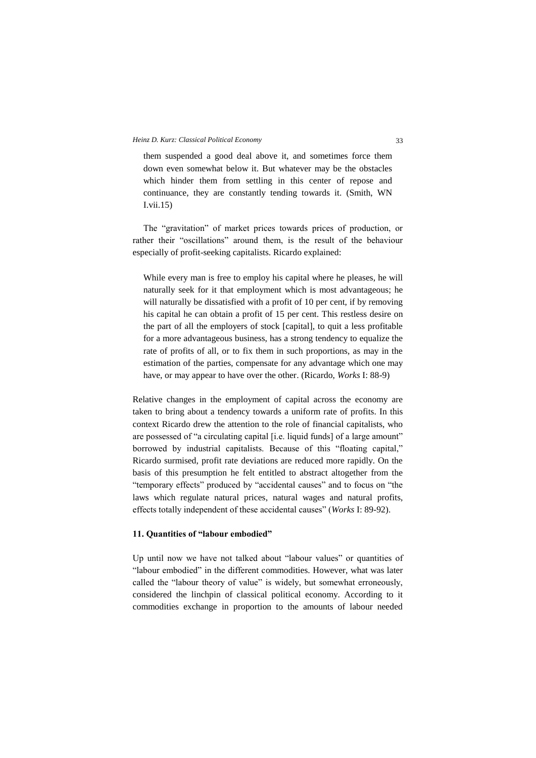> them suspended a good deal above it, and sometimes force them down even somewhat below it. But whatever may be the obstacles which hinder them from settling in this center of repose and continuance, they are constantly tending towards it. (Smith, WN I.vii.15)

The "gravitation" of market prices towards prices of production, or rather their "oscillations" around them, is the result of the behaviour especially of profit-seeking capitalists. Ricardo explained:

> While every man is free to employ his capital where he pleases, he will naturally seek for it that employment which is most advantageous; he will naturally be dissatisfied with a profit of 10 per cent, if by removing his capital he can obtain a profit of 15 per cent. This restless desire on the part of all the employers of stock [capital], to quit a less profitable for a more advantageous business, has a strong tendency to equalize the rate of profits of all, or to fix them in such proportions, as may in the estimation of the parties, compensate for any advantage which one may have, or may appear to have over the other. (Ricardo, *Works* I: 88-9)

Relative changes in the employment of capital across the economy are taken to bring about a tendency towards a uniform rate of profits. In this context Ricardo drew the attention to the role of financial capitalists, who are possessed of "a circulating capital [i.e. liquid funds] of a large amount" borrowed by industrial capitalists. Because of this "floating capital," Ricardo surmised, profit rate deviations are reduced more rapidly. On the basis of this presumption he felt entitled to abstract altogether from the "temporary effects" produced by "accidental causes" and to focus on "the laws which regulate natural prices, natural wages and natural profits, effects totally independent of these accidental causes" (*Works* I: 89-92).

### 11. Quantities of "labour embodied"

Up until now we have not talked about "labour values" or quantities of "labour embodied" in the different commodities. However, what was later called the "labour theory of value" is widely, but somewhat erroneously, considered the linchpin of classical political economy. According to it commodities exchange in proportion to the amounts of labour needed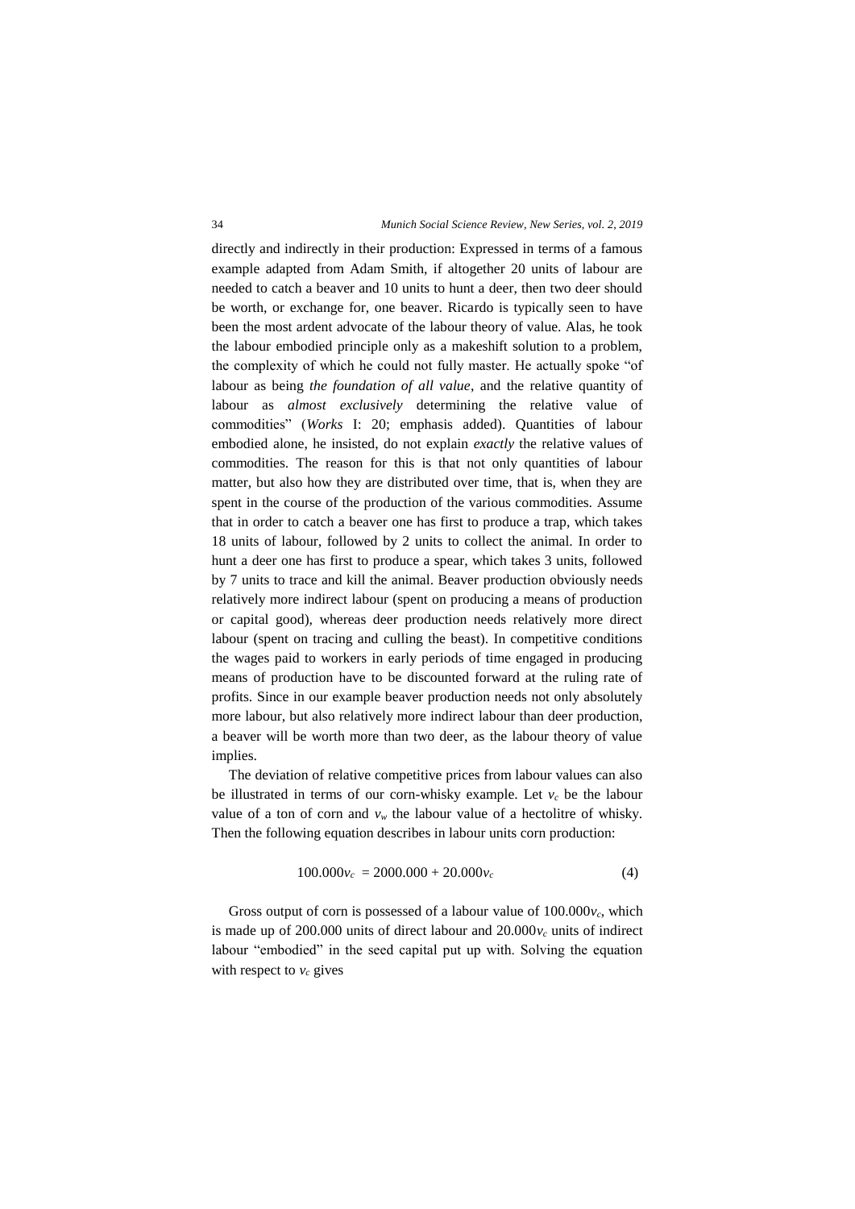directly and indirectly in their production: Expressed in terms of a famous example adapted from Adam Smith, if altogether 20 units of labour are needed to catch a beaver and 10 units to hunt a deer, then two deer should be worth, or exchange for, one beaver. Ricardo is typically seen to have been the most ardent advocate of the labour theory of value. Alas, he took the labour embodied principle only as a makeshift solution to a problem, the complexity of which he could not fully master. He actually spoke "of labour as being *the foundation of all value*, and the relative quantity of labour as *almost exclusively* determining the relative value of commodities" (*Works* I: 20; emphasis added). Quantities of labour embodied alone, he insisted, do not explain *exactly* the relative values of commodities. The reason for this is that not only quantities of labour matter, but also how they are distributed over time, that is, when they are spent in the course of the production of the various commodities. Assume that in order to catch a beaver one has first to produce a trap, which takes 18 units of labour, followed by 2 units to collect the animal. In order to hunt a deer one has first to produce a spear, which takes 3 units, followed by 7 units to trace and kill the animal. Beaver production obviously needs relatively more indirect labour (spent on producing a means of production or capital good), whereas deer production needs relatively more direct labour (spent on tracing and culling the beast). In competitive conditions the wages paid to workers in early periods of time engaged in producing means of production have to be discounted forward at the ruling rate of profits. Since in our example beaver production needs not only absolutely more labour, but also relatively more indirect labour than deer production, a beaver will be worth more than two deer, as the labour theory of value implies.

The deviation of relative competitive prices from labour values can also be illustrated in terms of our corn-whisky example. Let $v_c$ be the labour value of a ton of corn and $v_w$ the labour value of a hectolitre of whisky. Then the following equation describes in labour units corn production:

$$100.000v_c = 2000.000 + 20.000v_c \tag{4}$$

Gross output of corn is possessed of a labour value of $100.000v_c$, which is made up of 200.000 units of direct labour and $20.000v_c$ units of indirect labour "embodied" in the seed capital put up with. Solving the equation with respect to $v_c$ gives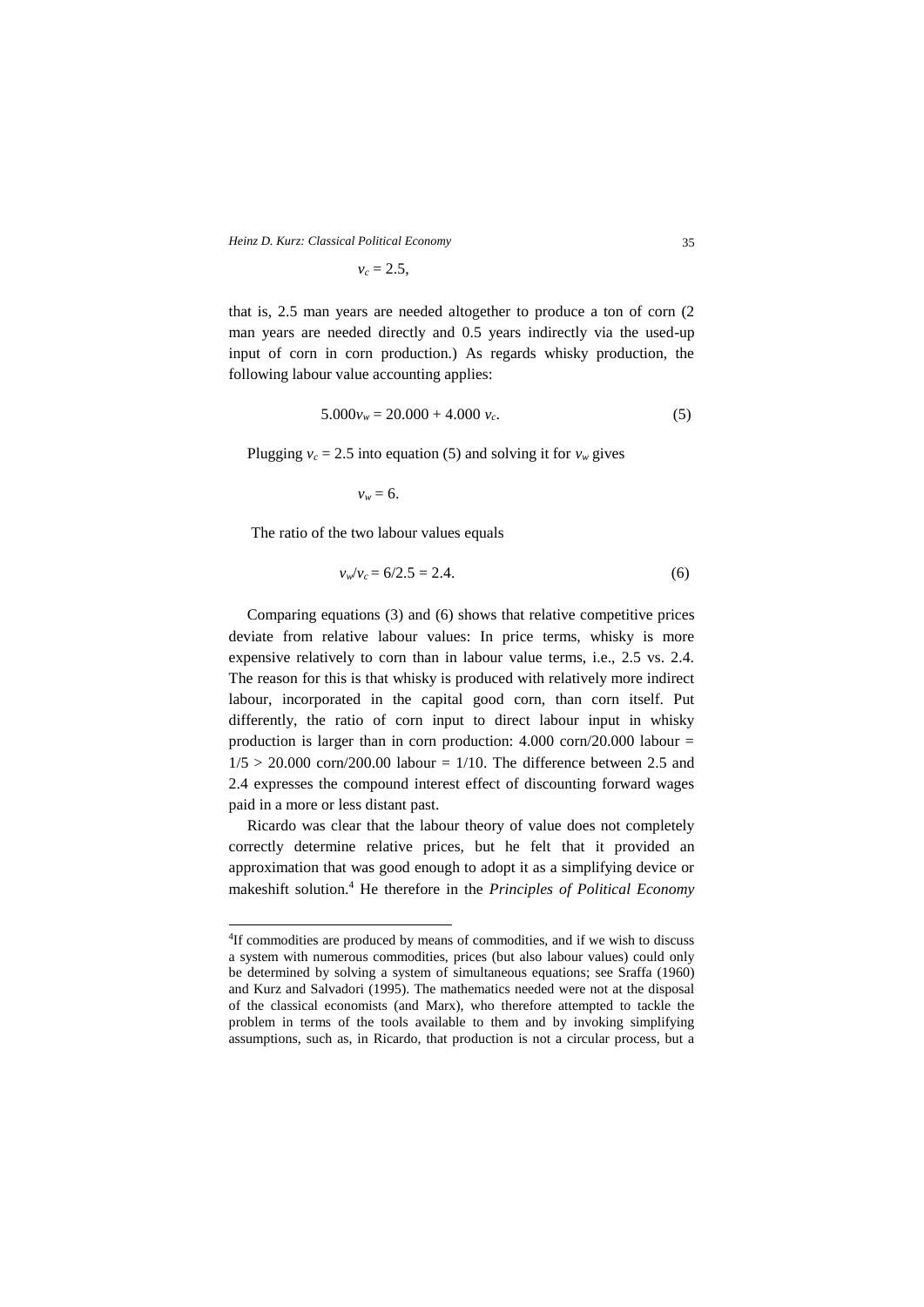$$v_c = 2.5,$$

that is, 2.5 man years are needed altogether to produce a ton of corn (2 man years are needed directly and 0.5 years indirectly via the used-up input of corn in corn production.) As regards whisky production, the following labour value accounting applies:

$$5.000 v_w = 20.000 + 4.000\, v_c. \tag{5}$$

Plugging $v_c = 2.5$ into equation (5) and solving it for $v_w$ gives

$$v_w = 6.$$

The ratio of the two labour values equals

$$v_w/v_c = 6/2.5 = 2.4. \tag{6}$$

Comparing equations (3) and (6) shows that relative competitive prices deviate from relative labour values: In price terms, whisky is more expensive relatively to corn than in labour value terms, i.e., 2.5 vs. 2.4. The reason for this is that whisky is produced with relatively more indirect labour, incorporated in the capital good corn, than corn itself. Put differently, the ratio of corn input to direct labour input in whisky production is larger than in corn production: 4.000 corn/20.000 labour = $1/5 >$ 20.000 corn/200.00 labour = 1/10. The difference between 2.5 and 2.4 expresses the compound interest effect of discounting forward wages paid in a more or less distant past.

Ricardo was clear that the labour theory of value does not completely correctly determine relative prices, but he felt that it provided an approximation that was good enough to adopt it as a simplifying device or makeshift solution.[4] He therefore in the *Principles of Political Economy*

---

[4]If commodities are produced by means of commodities, and if we wish to discuss a system with numerous commodities, prices (but also labour values) could only be determined by solving a system of simultaneous equations; see Sraffa (1960) and Kurz and Salvadori (1995). The mathematics needed were not at the disposal of the classical economists (and Marx), who therefore attempted to tackle the problem in terms of the tools available to them and by invoking simplifying assumptions, such as, in Ricardo, that production is not a circular process, but a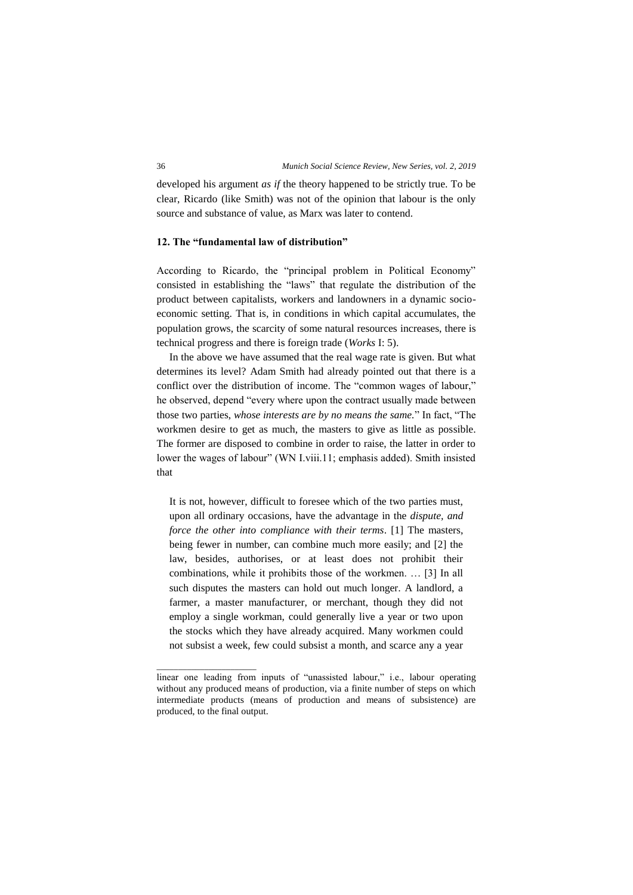developed his argument *as if* the theory happened to be strictly true. To be clear, Ricardo (like Smith) was not of the opinion that labour is the only source and substance of value, as Marx was later to contend.

## 12. The "fundamental law of distribution"

According to Ricardo, the "principal problem in Political Economy" consisted in establishing the "laws" that regulate the distribution of the product between capitalists, workers and landowners in a dynamic socio-economic setting. That is, in conditions in which capital accumulates, the population grows, the scarcity of some natural resources increases, there is technical progress and there is foreign trade (*Works* I: 5).

In the above we have assumed that the real wage rate is given. But what determines its level? Adam Smith had already pointed out that there is a conflict over the distribution of income. The "common wages of labour," he observed, depend "every where upon the contract usually made between those two parties, *whose interests are by no means the same.*" In fact, "The workmen desire to get as much, the masters to give as little as possible. The former are disposed to combine in order to raise, the latter in order to lower the wages of labour" (WN I.viii.11; emphasis added). Smith insisted that

> It is not, however, difficult to foresee which of the two parties must, upon all ordinary occasions, have the advantage in the *dispute, and force the other into compliance with their terms*. [1] The masters, being fewer in number, can combine much more easily; and [2] the law, besides, authorises, or at least does not prohibit their combinations, while it prohibits those of the workmen. … [3] In all such disputes the masters can hold out much longer. A landlord, a farmer, a master manufacturer, or merchant, though they did not employ a single workman, could generally live a year or two upon the stocks which they have already acquired. Many workmen could not subsist a week, few could subsist a month, and scarce any a year

---

linear one leading from inputs of "unassisted labour," i.e., labour operating without any produced means of production, via a finite number of steps on which intermediate products (means of production and means of subsistence) are produced, to the final output.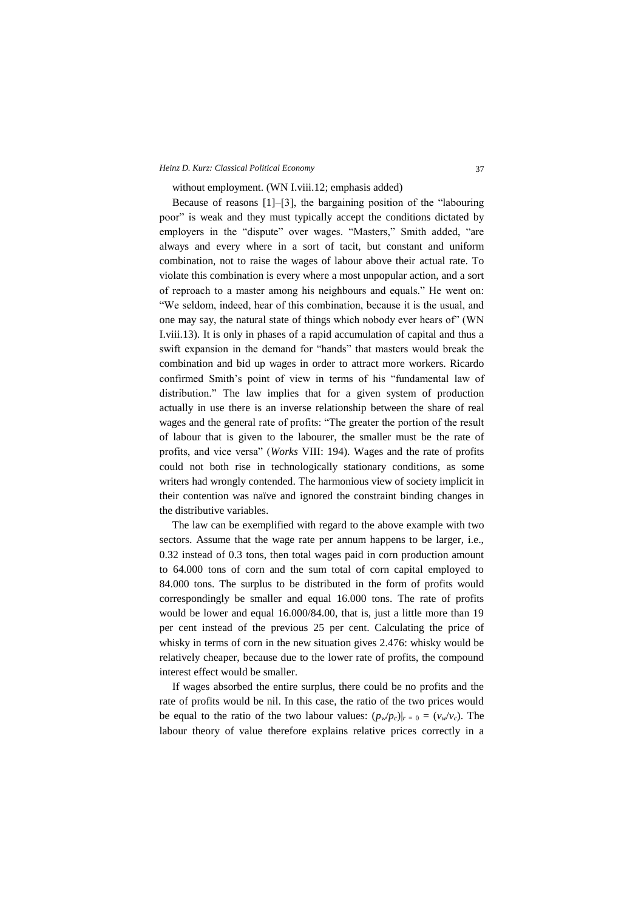without employment. (WN I.viii.12; emphasis added)

Because of reasons [1]–[3], the bargaining position of the "labouring poor" is weak and they must typically accept the conditions dictated by employers in the "dispute" over wages. "Masters," Smith added, "are always and every where in a sort of tacit, but constant and uniform combination, not to raise the wages of labour above their actual rate. To violate this combination is every where a most unpopular action, and a sort of reproach to a master among his neighbours and equals." He went on: "We seldom, indeed, hear of this combination, because it is the usual, and one may say, the natural state of things which nobody ever hears of" (WN I.viii.13). It is only in phases of a rapid accumulation of capital and thus a swift expansion in the demand for "hands" that masters would break the combination and bid up wages in order to attract more workers. Ricardo confirmed Smith's point of view in terms of his "fundamental law of distribution." The law implies that for a given system of production actually in use there is an inverse relationship between the share of real wages and the general rate of profits: "The greater the portion of the result of labour that is given to the labourer, the smaller must be the rate of profits, and vice versa" (*Works* VIII: 194). Wages and the rate of profits could not both rise in technologically stationary conditions, as some writers had wrongly contended. The harmonious view of society implicit in their contention was naïve and ignored the constraint binding changes in the distributive variables.

The law can be exemplified with regard to the above example with two sectors. Assume that the wage rate per annum happens to be larger, i.e., 0.32 instead of 0.3 tons, then total wages paid in corn production amount to 64.000 tons of corn and the sum total of corn capital employed to 84.000 tons. The surplus to be distributed in the form of profits would correspondingly be smaller and equal 16.000 tons. The rate of profits would be lower and equal 16.000/84.00, that is, just a little more than 19 per cent instead of the previous 25 per cent. Calculating the price of whisky in terms of corn in the new situation gives 2.476: whisky would be relatively cheaper, because due to the lower rate of profits, the compound interest effect would be smaller.

If wages absorbed the entire surplus, there could be no profits and the rate of profits would be nil. In this case, the ratio of the two prices would be equal to the ratio of the two labour values: $(p_w/p_c)|_{r=0} = (v_w/v_c)$. The labour theory of value therefore explains relative prices correctly in a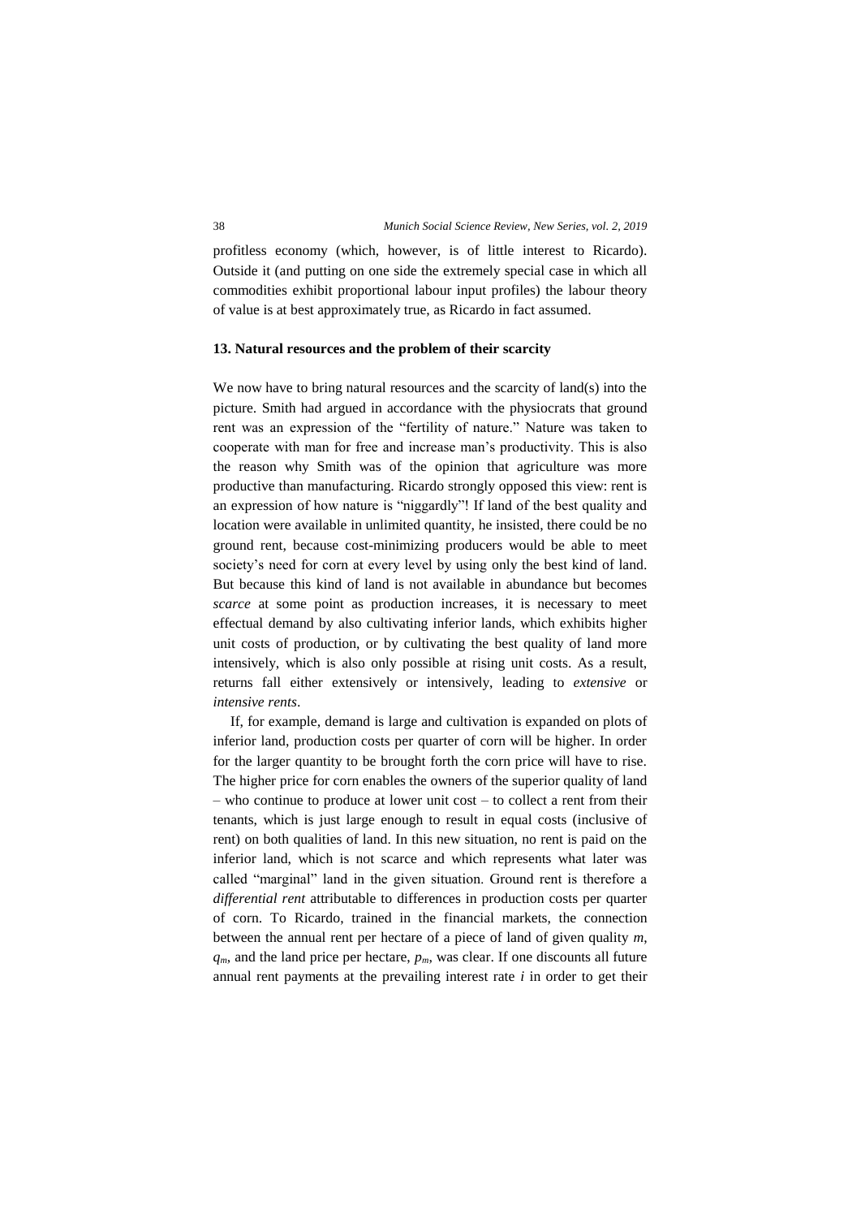profitless economy (which, however, is of little interest to Ricardo). Outside it (and putting on one side the extremely special case in which all commodities exhibit proportional labour input profiles) the labour theory of value is at best approximately true, as Ricardo in fact assumed.

## 13. Natural resources and the problem of their scarcity

We now have to bring natural resources and the scarcity of land(s) into the picture. Smith had argued in accordance with the physiocrats that ground rent was an expression of the "fertility of nature." Nature was taken to cooperate with man for free and increase man's productivity. This is also the reason why Smith was of the opinion that agriculture was more productive than manufacturing. Ricardo strongly opposed this view: rent is an expression of how nature is "niggardly"! If land of the best quality and location were available in unlimited quantity, he insisted, there could be no ground rent, because cost-minimizing producers would be able to meet society's need for corn at every level by using only the best kind of land. But because this kind of land is not available in abundance but becomes *scarce* at some point as production increases, it is necessary to meet effectual demand by also cultivating inferior lands, which exhibits higher unit costs of production, or by cultivating the best quality of land more intensively, which is also only possible at rising unit costs. As a result, returns fall either extensively or intensively, leading to *extensive* or *intensive rents*.

If, for example, demand is large and cultivation is expanded on plots of inferior land, production costs per quarter of corn will be higher. In order for the larger quantity to be brought forth the corn price will have to rise. The higher price for corn enables the owners of the superior quality of land – who continue to produce at lower unit cost – to collect a rent from their tenants, which is just large enough to result in equal costs (inclusive of rent) on both qualities of land. In this new situation, no rent is paid on the inferior land, which is not scarce and which represents what later was called "marginal" land in the given situation. Ground rent is therefore a *differential rent* attributable to differences in production costs per quarter of corn. To Ricardo, trained in the financial markets, the connection between the annual rent per hectare of a piece of land of given quality $m$, $q_m$, and the land price per hectare, $p_m$, was clear. If one discounts all future annual rent payments at the prevailing interest rate $i$ in order to get their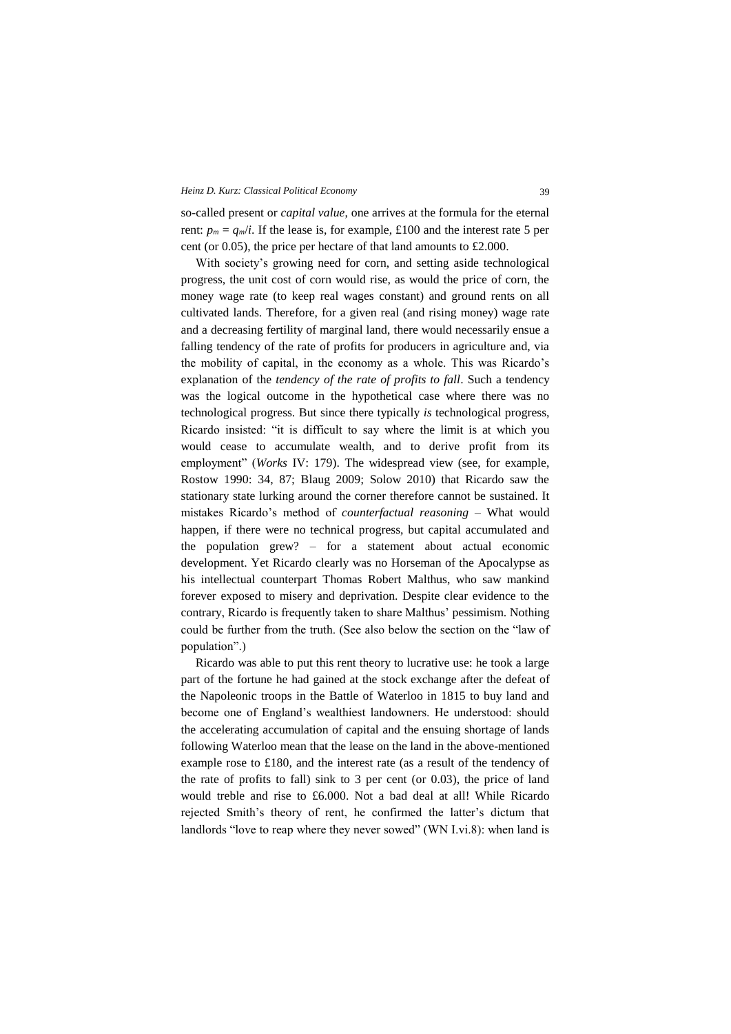so-called present or *capital value*, one arrives at the formula for the eternal rent: $p_m = q_m/i$. If the lease is, for example, £100 and the interest rate 5 per cent (or 0.05), the price per hectare of that land amounts to £2.000.

With society's growing need for corn, and setting aside technological progress, the unit cost of corn would rise, as would the price of corn, the money wage rate (to keep real wages constant) and ground rents on all cultivated lands. Therefore, for a given real (and rising money) wage rate and a decreasing fertility of marginal land, there would necessarily ensue a falling tendency of the rate of profits for producers in agriculture and, via the mobility of capital, in the economy as a whole. This was Ricardo's explanation of the *tendency of the rate of profits to fall*. Such a tendency was the logical outcome in the hypothetical case where there was no technological progress. But since there typically *is* technological progress, Ricardo insisted: "it is difficult to say where the limit is at which you would cease to accumulate wealth, and to derive profit from its employment" (*Works* IV: 179). The widespread view (see, for example, Rostow 1990: 34, 87; Blaug 2009; Solow 2010) that Ricardo saw the stationary state lurking around the corner therefore cannot be sustained. It mistakes Ricardo's method of *counterfactual reasoning* – What would happen, if there were no technical progress, but capital accumulated and the population grew? – for a statement about actual economic development. Yet Ricardo clearly was no Horseman of the Apocalypse as his intellectual counterpart Thomas Robert Malthus, who saw mankind forever exposed to misery and deprivation. Despite clear evidence to the contrary, Ricardo is frequently taken to share Malthus' pessimism. Nothing could be further from the truth. (See also below the section on the "law of population".)

Ricardo was able to put this rent theory to lucrative use: he took a large part of the fortune he had gained at the stock exchange after the defeat of the Napoleonic troops in the Battle of Waterloo in 1815 to buy land and become one of England's wealthiest landowners. He understood: should the accelerating accumulation of capital and the ensuing shortage of lands following Waterloo mean that the lease on the land in the above-mentioned example rose to £180, and the interest rate (as a result of the tendency of the rate of profits to fall) sink to 3 per cent (or 0.03), the price of land would treble and rise to £6.000. Not a bad deal at all! While Ricardo rejected Smith's theory of rent, he confirmed the latter's dictum that landlords "love to reap where they never sowed" (WN I.vi.8): when land is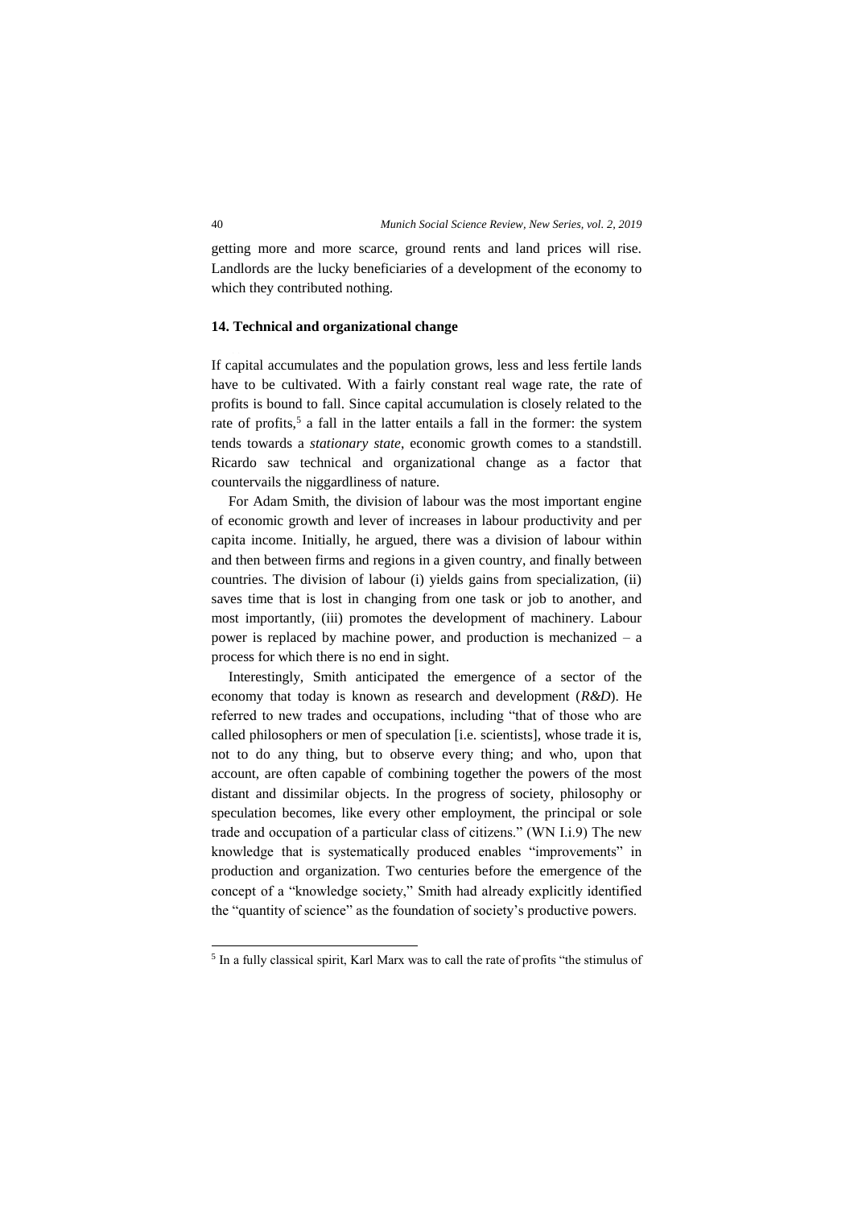getting more and more scarce, ground rents and land prices will rise. Landlords are the lucky beneficiaries of a development of the economy to which they contributed nothing.

### 14. Technical and organizational change

If capital accumulates and the population grows, less and less fertile lands have to be cultivated. With a fairly constant real wage rate, the rate of profits is bound to fall. Since capital accumulation is closely related to the rate of profits,[5] a fall in the latter entails a fall in the former: the system tends towards a *stationary state*, economic growth comes to a standstill. Ricardo saw technical and organizational change as a factor that countervails the niggardliness of nature.

For Adam Smith, the division of labour was the most important engine of economic growth and lever of increases in labour productivity and per capita income. Initially, he argued, there was a division of labour within and then between firms and regions in a given country, and finally between countries. The division of labour (i) yields gains from specialization, (ii) saves time that is lost in changing from one task or job to another, and most importantly, (iii) promotes the development of machinery. Labour power is replaced by machine power, and production is mechanized – a process for which there is no end in sight.

Interestingly, Smith anticipated the emergence of a sector of the economy that today is known as research and development (*R&D*). He referred to new trades and occupations, including "that of those who are called philosophers or men of speculation [i.e. scientists], whose trade it is, not to do any thing, but to observe every thing; and who, upon that account, are often capable of combining together the powers of the most distant and dissimilar objects. In the progress of society, philosophy or speculation becomes, like every other employment, the principal or sole trade and occupation of a particular class of citizens." (WN I.i.9) The new knowledge that is systematically produced enables "improvements" in production and organization. Two centuries before the emergence of the concept of a "knowledge society," Smith had already explicitly identified the "quantity of science" as the foundation of society's productive powers.

---

[5] In a fully classical spirit, Karl Marx was to call the rate of profits "the stimulus of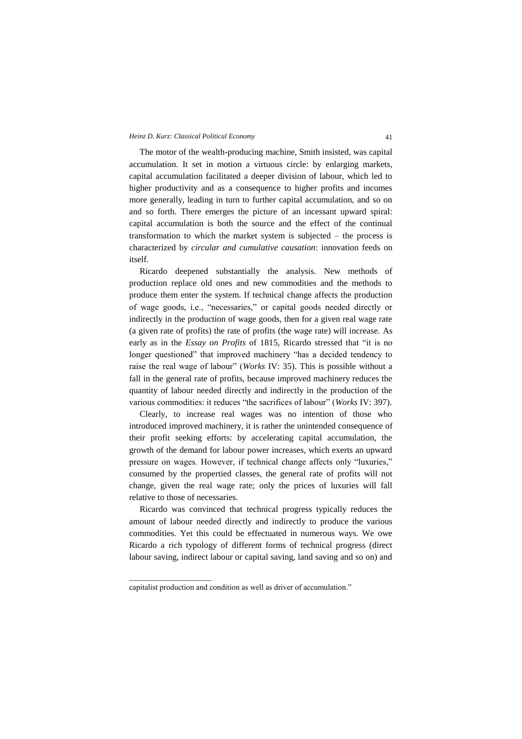The motor of the wealth-producing machine, Smith insisted, was capital accumulation. It set in motion a virtuous circle: by enlarging markets, capital accumulation facilitated a deeper division of labour, which led to higher productivity and as a consequence to higher profits and incomes more generally, leading in turn to further capital accumulation, and so on and so forth. There emerges the picture of an incessant upward spiral: capital accumulation is both the source and the effect of the continual transformation to which the market system is subjected – the process is characterized by *circular and cumulative causation*: innovation feeds on itself.

Ricardo deepened substantially the analysis. New methods of production replace old ones and new commodities and the methods to produce them enter the system. If technical change affects the production of wage goods, i.e., "necessaries," or capital goods needed directly or indirectly in the production of wage goods, then for a given real wage rate (a given rate of profits) the rate of profits (the wage rate) will increase. As early as in the *Essay on Profits* of 1815, Ricardo stressed that "it is no longer questioned" that improved machinery "has a decided tendency to raise the real wage of labour" (*Works* IV: 35). This is possible without a fall in the general rate of profits, because improved machinery reduces the quantity of labour needed directly and indirectly in the production of the various commodities: it reduces "the sacrifices of labour" (*Works* IV: 397).

Clearly, to increase real wages was no intention of those who introduced improved machinery, it is rather the unintended consequence of their profit seeking efforts: by accelerating capital accumulation, the growth of the demand for labour power increases, which exerts an upward pressure on wages. However, if technical change affects only "luxuries," consumed by the propertied classes, the general rate of profits will not change, given the real wage rate; only the prices of luxuries will fall relative to those of necessaries.

Ricardo was convinced that technical progress typically reduces the amount of labour needed directly and indirectly to produce the various commodities. Yet this could be effectuated in numerous ways. We owe Ricardo a rich typology of different forms of technical progress (direct labour saving, indirect labour or capital saving, land saving and so on) and

---

capitalist production and condition as well as driver of accumulation."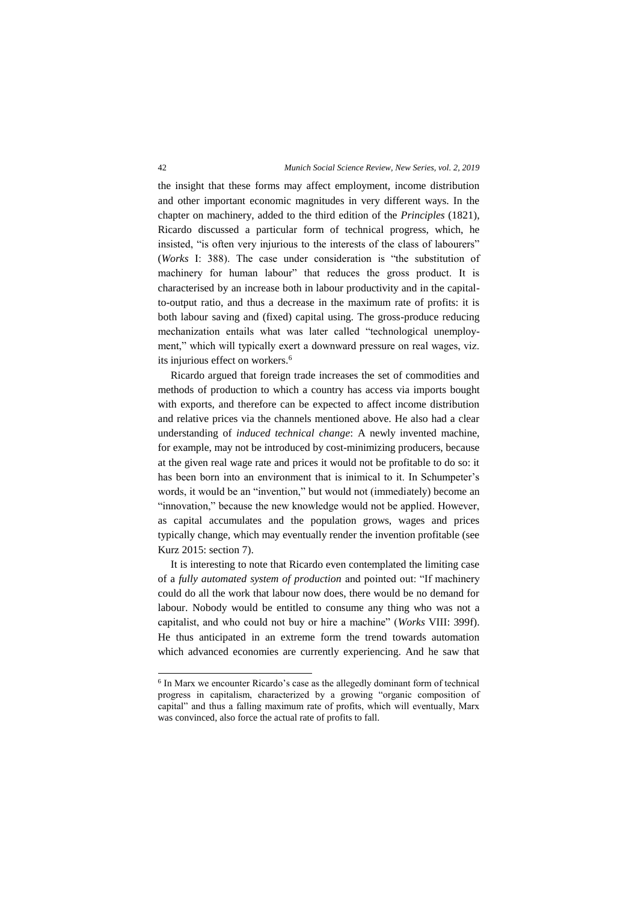the insight that these forms may affect employment, income distribution and other important economic magnitudes in very different ways. In the chapter on machinery, added to the third edition of the *Principles* (1821), Ricardo discussed a particular form of technical progress, which, he insisted, "is often very injurious to the interests of the class of labourers" (*Works* I: 388). The case under consideration is "the substitution of machinery for human labour" that reduces the gross product. It is characterised by an increase both in labour productivity and in the capital-to-output ratio, and thus a decrease in the maximum rate of profits: it is both labour saving and (fixed) capital using. The gross-produce reducing mechanization entails what was later called "technological unemployment," which will typically exert a downward pressure on real wages, viz. its injurious effect on workers.[6]

Ricardo argued that foreign trade increases the set of commodities and methods of production to which a country has access via imports bought with exports, and therefore can be expected to affect income distribution and relative prices via the channels mentioned above. He also had a clear understanding of *induced technical change*: A newly invented machine, for example, may not be introduced by cost-minimizing producers, because at the given real wage rate and prices it would not be profitable to do so: it has been born into an environment that is inimical to it. In Schumpeter's words, it would be an "invention," but would not (immediately) become an "innovation," because the new knowledge would not be applied. However, as capital accumulates and the population grows, wages and prices typically change, which may eventually render the invention profitable (see Kurz 2015: section 7).

It is interesting to note that Ricardo even contemplated the limiting case of a *fully automated system of production* and pointed out: "If machinery could do all the work that labour now does, there would be no demand for labour. Nobody would be entitled to consume any thing who was not a capitalist, and who could not buy or hire a machine" (*Works* VIII: 399f). He thus anticipated in an extreme form the trend towards automation which advanced economies are currently experiencing. And he saw that

---

[6] In Marx we encounter Ricardo's case as the allegedly dominant form of technical progress in capitalism, characterized by a growing "organic composition of capital" and thus a falling maximum rate of profits, which will eventually, Marx was convinced, also force the actual rate of profits to fall.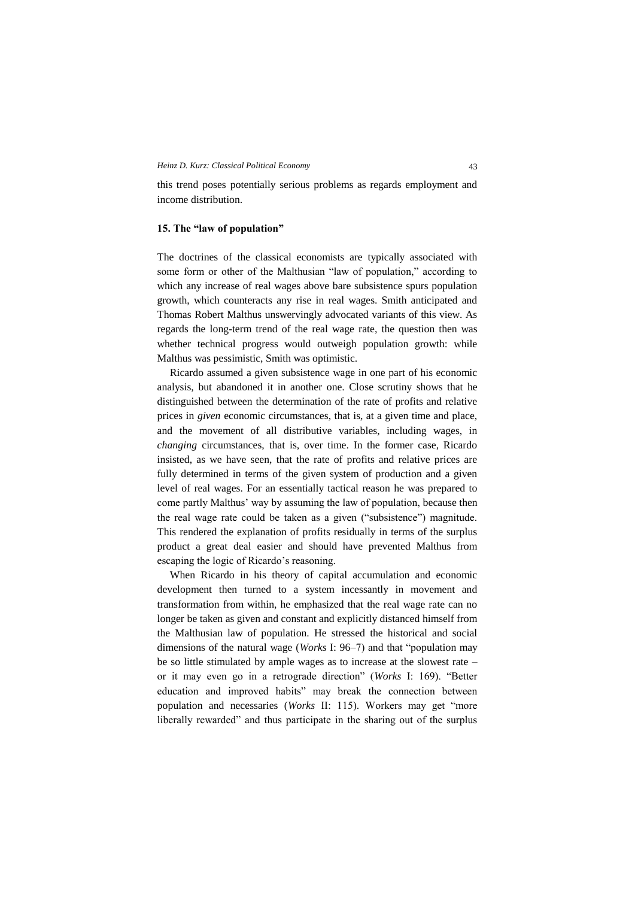this trend poses potentially serious problems as regards employment and income distribution.

## 15. The "law of population"

The doctrines of the classical economists are typically associated with some form or other of the Malthusian "law of population," according to which any increase of real wages above bare subsistence spurs population growth, which counteracts any rise in real wages. Smith anticipated and Thomas Robert Malthus unswervingly advocated variants of this view. As regards the long-term trend of the real wage rate, the question then was whether technical progress would outweigh population growth: while Malthus was pessimistic, Smith was optimistic.

Ricardo assumed a given subsistence wage in one part of his economic analysis, but abandoned it in another one. Close scrutiny shows that he distinguished between the determination of the rate of profits and relative prices in *given* economic circumstances, that is, at a given time and place, and the movement of all distributive variables, including wages, in *changing* circumstances, that is, over time. In the former case, Ricardo insisted, as we have seen, that the rate of profits and relative prices are fully determined in terms of the given system of production and a given level of real wages. For an essentially tactical reason he was prepared to come partly Malthus' way by assuming the law of population, because then the real wage rate could be taken as a given ("subsistence") magnitude. This rendered the explanation of profits residually in terms of the surplus product a great deal easier and should have prevented Malthus from escaping the logic of Ricardo's reasoning.

When Ricardo in his theory of capital accumulation and economic development then turned to a system incessantly in movement and transformation from within, he emphasized that the real wage rate can no longer be taken as given and constant and explicitly distanced himself from the Malthusian law of population. He stressed the historical and social dimensions of the natural wage (*Works* I: 96–7) and that "population may be so little stimulated by ample wages as to increase at the slowest rate – or it may even go in a retrograde direction" (*Works* I: 169). "Better education and improved habits" may break the connection between population and necessaries (*Works* II: 115). Workers may get "more liberally rewarded" and thus participate in the sharing out of the surplus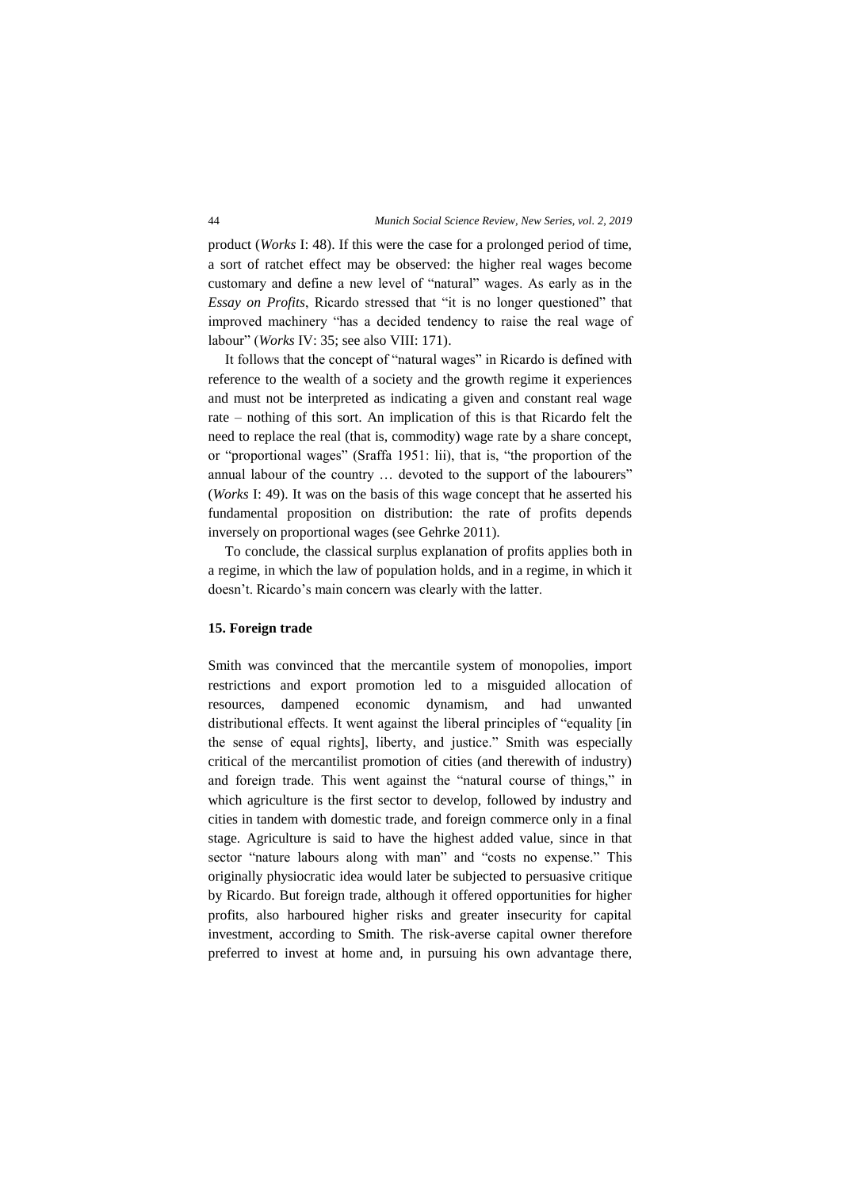product (*Works* I: 48). If this were the case for a prolonged period of time, a sort of ratchet effect may be observed: the higher real wages become customary and define a new level of "natural" wages. As early as in the *Essay on Profits*, Ricardo stressed that "it is no longer questioned" that improved machinery "has a decided tendency to raise the real wage of labour" (*Works* IV: 35; see also VIII: 171).

It follows that the concept of "natural wages" in Ricardo is defined with reference to the wealth of a society and the growth regime it experiences and must not be interpreted as indicating a given and constant real wage rate – nothing of this sort. An implication of this is that Ricardo felt the need to replace the real (that is, commodity) wage rate by a share concept, or "proportional wages" (Sraffa 1951: lii), that is, "the proportion of the annual labour of the country … devoted to the support of the labourers" (*Works* I: 49). It was on the basis of this wage concept that he asserted his fundamental proposition on distribution: the rate of profits depends inversely on proportional wages (see Gehrke 2011).

To conclude, the classical surplus explanation of profits applies both in a regime, in which the law of population holds, and in a regime, in which it doesn't. Ricardo's main concern was clearly with the latter.

## 15. Foreign trade

Smith was convinced that the mercantile system of monopolies, import restrictions and export promotion led to a misguided allocation of resources, dampened economic dynamism, and had unwanted distributional effects. It went against the liberal principles of "equality [in the sense of equal rights], liberty, and justice." Smith was especially critical of the mercantilist promotion of cities (and therewith of industry) and foreign trade. This went against the "natural course of things," in which agriculture is the first sector to develop, followed by industry and cities in tandem with domestic trade, and foreign commerce only in a final stage. Agriculture is said to have the highest added value, since in that sector "nature labours along with man" and "costs no expense." This originally physiocratic idea would later be subjected to persuasive critique by Ricardo. But foreign trade, although it offered opportunities for higher profits, also harboured higher risks and greater insecurity for capital investment, according to Smith. The risk-averse capital owner therefore preferred to invest at home and, in pursuing his own advantage there,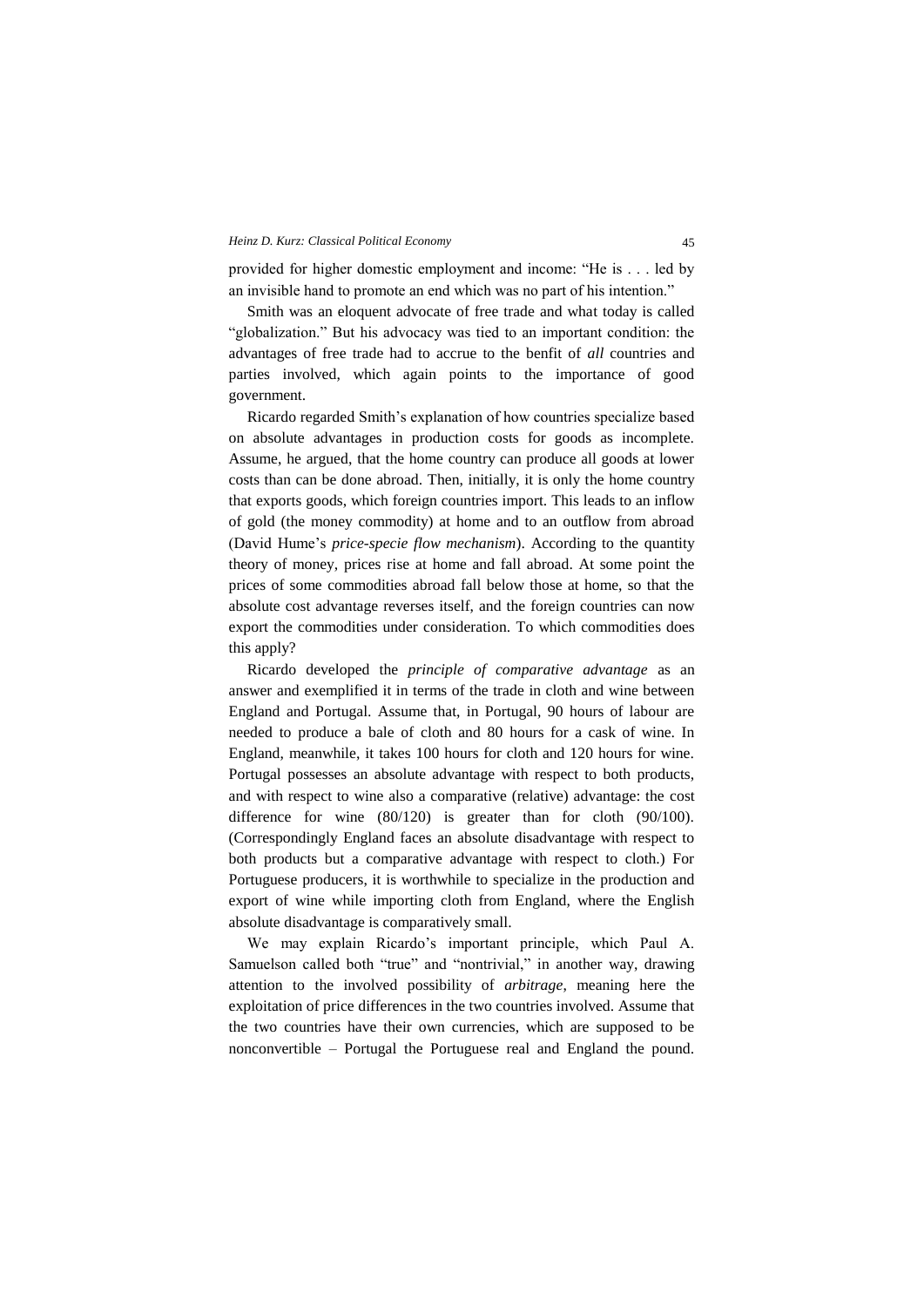provided for higher domestic employment and income: "He is . . . led by an invisible hand to promote an end which was no part of his intention."

Smith was an eloquent advocate of free trade and what today is called "globalization." But his advocacy was tied to an important condition: the advantages of free trade had to accrue to the benfit of *all* countries and parties involved, which again points to the importance of good government.

Ricardo regarded Smith's explanation of how countries specialize based on absolute advantages in production costs for goods as incomplete. Assume, he argued, that the home country can produce all goods at lower costs than can be done abroad. Then, initially, it is only the home country that exports goods, which foreign countries import. This leads to an inflow of gold (the money commodity) at home and to an outflow from abroad (David Hume's *price-specie flow mechanism*). According to the quantity theory of money, prices rise at home and fall abroad. At some point the prices of some commodities abroad fall below those at home, so that the absolute cost advantage reverses itself, and the foreign countries can now export the commodities under consideration. To which commodities does this apply?

Ricardo developed the *principle of comparative advantage* as an answer and exemplified it in terms of the trade in cloth and wine between England and Portugal. Assume that, in Portugal, 90 hours of labour are needed to produce a bale of cloth and 80 hours for a cask of wine. In England, meanwhile, it takes 100 hours for cloth and 120 hours for wine. Portugal possesses an absolute advantage with respect to both products, and with respect to wine also a comparative (relative) advantage: the cost difference for wine (80/120) is greater than for cloth (90/100). (Correspondingly England faces an absolute disadvantage with respect to both products but a comparative advantage with respect to cloth.) For Portuguese producers, it is worthwhile to specialize in the production and export of wine while importing cloth from England, where the English absolute disadvantage is comparatively small.

We may explain Ricardo's important principle, which Paul A. Samuelson called both "true" and "nontrivial," in another way, drawing attention to the involved possibility of *arbitrage*, meaning here the exploitation of price differences in the two countries involved. Assume that the two countries have their own currencies, which are supposed to be nonconvertible – Portugal the Portuguese real and England the pound.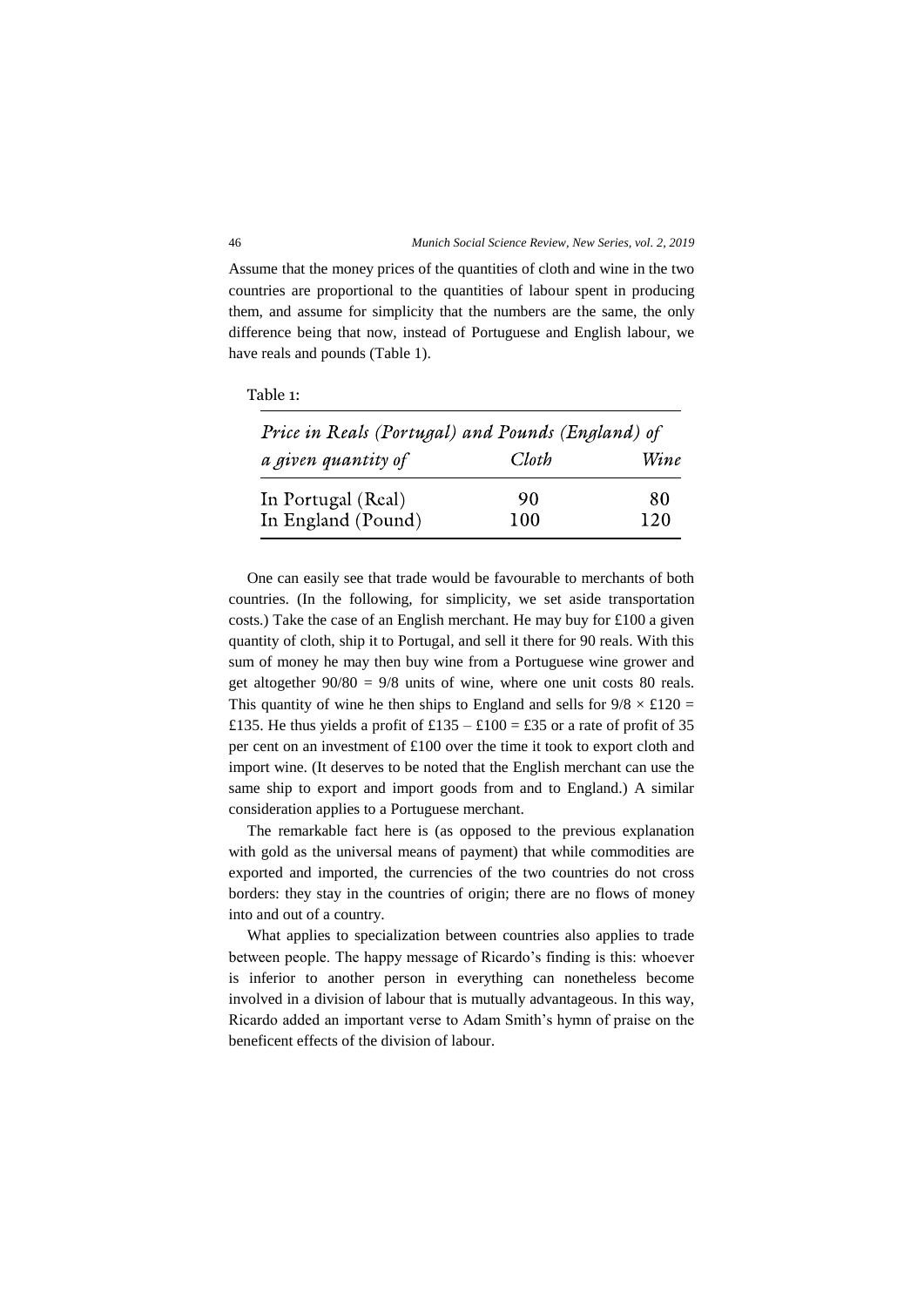Assume that the money prices of the quantities of cloth and wine in the two countries are proportional to the quantities of labour spent in producing them, and assume for simplicity that the numbers are the same, the only difference being that now, instead of Portuguese and English labour, we have reals and pounds (Table 1).

Table 1:

| *Price in Reals (Portugal) and Pounds (England) of a given quantity of* | *Cloth* | *Wine* |
|---|---|---|
| In Portugal (Real) | 90 | 80 |
| In England (Pound) | 100 | 120 |

One can easily see that trade would be favourable to merchants of both countries. (In the following, for simplicity, we set aside transportation costs.) Take the case of an English merchant. He may buy for £100 a given quantity of cloth, ship it to Portugal, and sell it there for 90 reals. With this sum of money he may then buy wine from a Portuguese wine grower and get altogether $90/80 = 9/8$ units of wine, where one unit costs 80 reals. This quantity of wine he then ships to England and sells for $9/8 \times £120 = £135$. He thus yields a profit of $£135 – £100 = £35$ or a rate of profit of 35 per cent on an investment of £100 over the time it took to export cloth and import wine. (It deserves to be noted that the English merchant can use the same ship to export and import goods from and to England.) A similar consideration applies to a Portuguese merchant.

The remarkable fact here is (as opposed to the previous explanation with gold as the universal means of payment) that while commodities are exported and imported, the currencies of the two countries do not cross borders: they stay in the countries of origin; there are no flows of money into and out of a country.

What applies to specialization between countries also applies to trade between people. The happy message of Ricardo's finding is this: whoever is inferior to another person in everything can nonetheless become involved in a division of labour that is mutually advantageous. In this way, Ricardo added an important verse to Adam Smith's hymn of praise on the beneficent effects of the division of labour.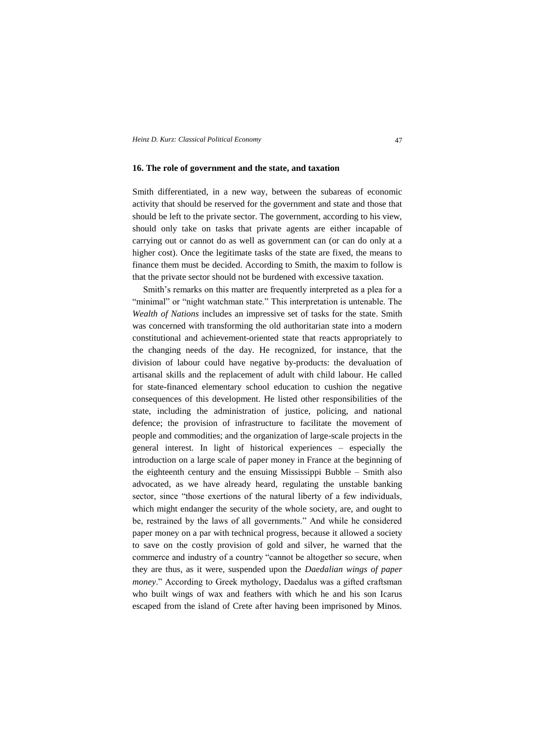## 16. The role of government and the state, and taxation

Smith differentiated, in a new way, between the subareas of economic activity that should be reserved for the government and state and those that should be left to the private sector. The government, according to his view, should only take on tasks that private agents are either incapable of carrying out or cannot do as well as government can (or can do only at a higher cost). Once the legitimate tasks of the state are fixed, the means to finance them must be decided. According to Smith, the maxim to follow is that the private sector should not be burdened with excessive taxation.

Smith's remarks on this matter are frequently interpreted as a plea for a "minimal" or "night watchman state." This interpretation is untenable. The *Wealth of Nations* includes an impressive set of tasks for the state. Smith was concerned with transforming the old authoritarian state into a modern constitutional and achievement-oriented state that reacts appropriately to the changing needs of the day. He recognized, for instance, that the division of labour could have negative by-products: the devaluation of artisanal skills and the replacement of adult with child labour. He called for state-financed elementary school education to cushion the negative consequences of this development. He listed other responsibilities of the state, including the administration of justice, policing, and national defence; the provision of infrastructure to facilitate the movement of people and commodities; and the organization of large-scale projects in the general interest. In light of historical experiences – especially the introduction on a large scale of paper money in France at the beginning of the eighteenth century and the ensuing Mississippi Bubble – Smith also advocated, as we have already heard, regulating the unstable banking sector, since "those exertions of the natural liberty of a few individuals, which might endanger the security of the whole society, are, and ought to be, restrained by the laws of all governments." And while he considered paper money on a par with technical progress, because it allowed a society to save on the costly provision of gold and silver, he warned that the commerce and industry of a country "cannot be altogether so secure, when they are thus, as it were, suspended upon the *Daedalian wings of paper money*." According to Greek mythology, Daedalus was a gifted craftsman who built wings of wax and feathers with which he and his son Icarus escaped from the island of Crete after having been imprisoned by Minos.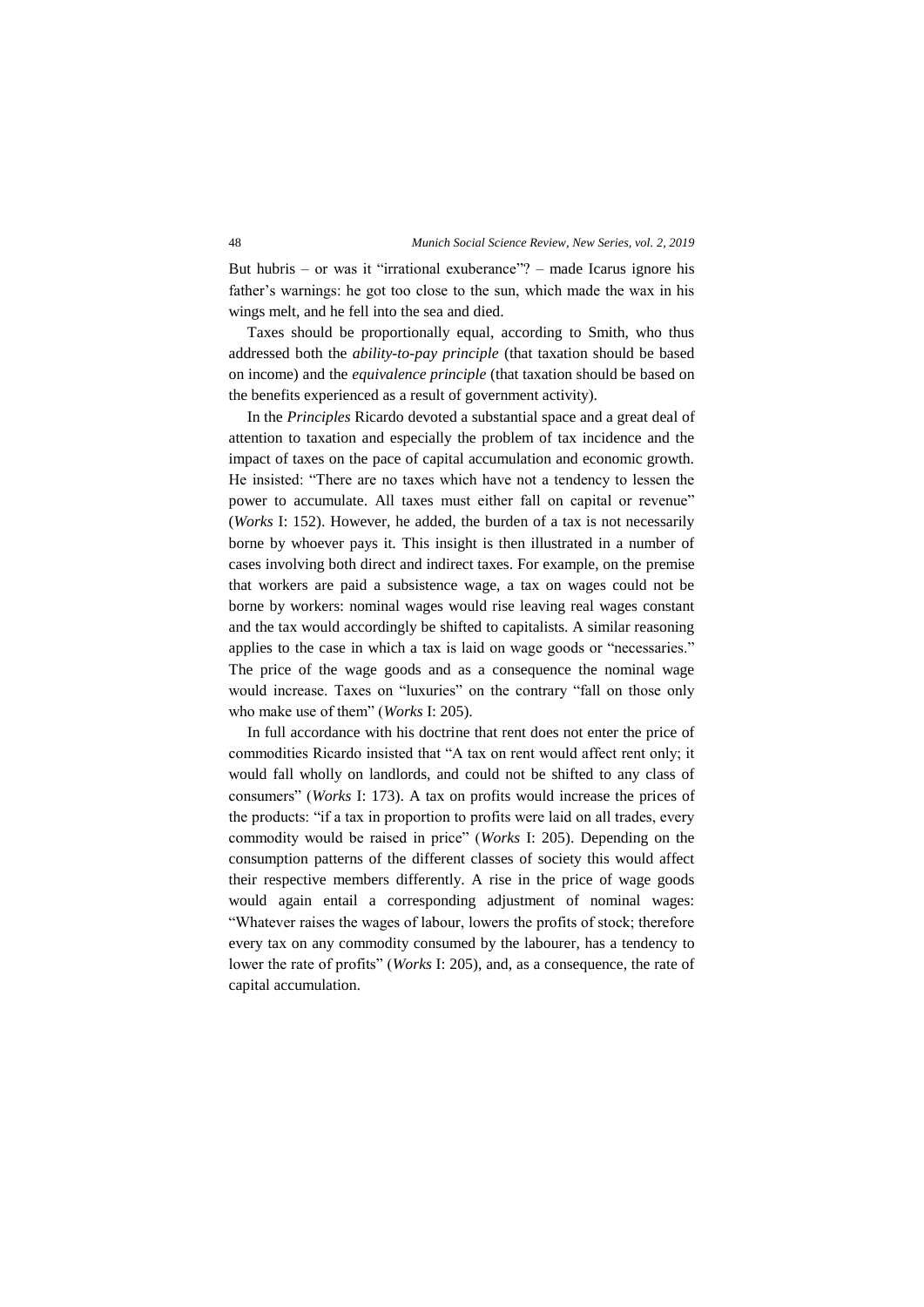But hubris – or was it "irrational exuberance"? – made Icarus ignore his father's warnings: he got too close to the sun, which made the wax in his wings melt, and he fell into the sea and died.

Taxes should be proportionally equal, according to Smith, who thus addressed both the *ability-to-pay principle* (that taxation should be based on income) and the *equivalence principle* (that taxation should be based on the benefits experienced as a result of government activity).

In the *Principles* Ricardo devoted a substantial space and a great deal of attention to taxation and especially the problem of tax incidence and the impact of taxes on the pace of capital accumulation and economic growth. He insisted: "There are no taxes which have not a tendency to lessen the power to accumulate. All taxes must either fall on capital or revenue" (*Works* I: 152). However, he added, the burden of a tax is not necessarily borne by whoever pays it. This insight is then illustrated in a number of cases involving both direct and indirect taxes. For example, on the premise that workers are paid a subsistence wage, a tax on wages could not be borne by workers: nominal wages would rise leaving real wages constant and the tax would accordingly be shifted to capitalists. A similar reasoning applies to the case in which a tax is laid on wage goods or "necessaries." The price of the wage goods and as a consequence the nominal wage would increase. Taxes on "luxuries" on the contrary "fall on those only who make use of them" (*Works* I: 205).

In full accordance with his doctrine that rent does not enter the price of commodities Ricardo insisted that "A tax on rent would affect rent only; it would fall wholly on landlords, and could not be shifted to any class of consumers" (*Works* I: 173). A tax on profits would increase the prices of the products: "if a tax in proportion to profits were laid on all trades, every commodity would be raised in price" (*Works* I: 205). Depending on the consumption patterns of the different classes of society this would affect their respective members differently. A rise in the price of wage goods would again entail a corresponding adjustment of nominal wages: "Whatever raises the wages of labour, lowers the profits of stock; therefore every tax on any commodity consumed by the labourer, has a tendency to lower the rate of profits" (*Works* I: 205), and, as a consequence, the rate of capital accumulation.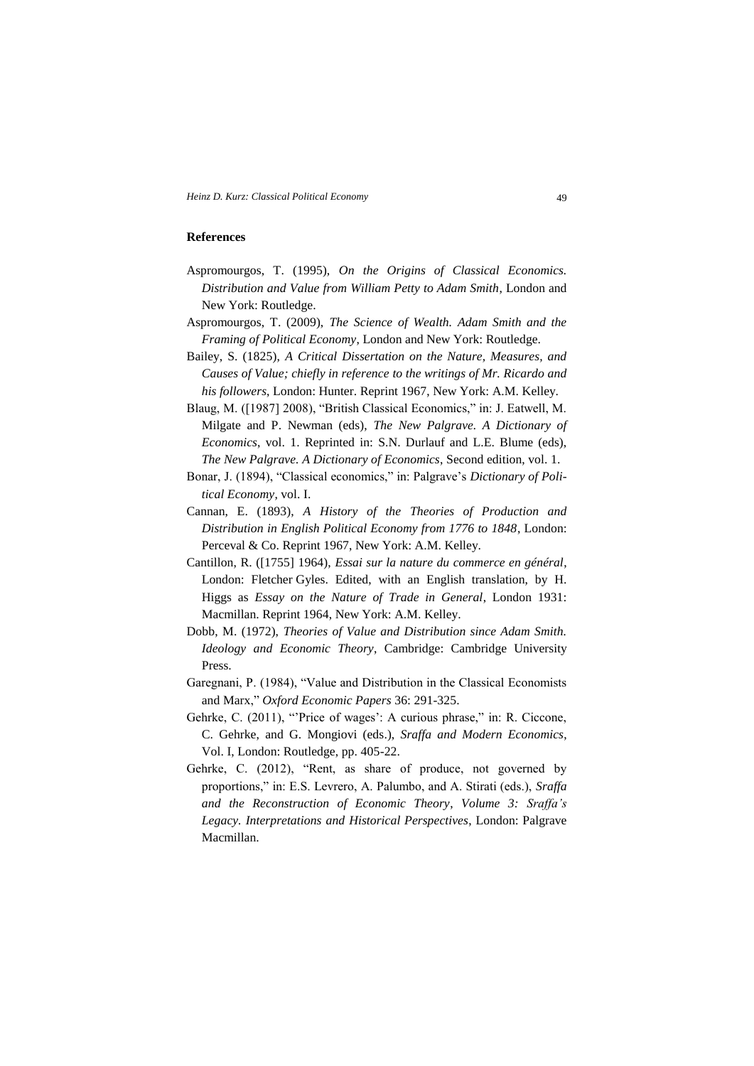## References

Aspromourgos, T. (1995), *On the Origins of Classical Economics. Distribution and Value from William Petty to Adam Smith*, London and New York: Routledge.

Aspromourgos, T. (2009), *The Science of Wealth. Adam Smith and the Framing of Political Economy*, London and New York: Routledge.

Bailey, S. (1825), *A Critical Dissertation on the Nature, Measures, and Causes of Value; chiefly in reference to the writings of Mr. Ricardo and his followers*, London: Hunter. Reprint 1967, New York: A.M. Kelley.

Blaug, M. ([1987] 2008), "British Classical Economics," in: J. Eatwell, M. Milgate and P. Newman (eds), *The New Palgrave. A Dictionary of Economics*, vol. 1. Reprinted in: S.N. Durlauf and L.E. Blume (eds), *The New Palgrave. A Dictionary of Economics*, Second edition, vol. 1.

Bonar, J. (1894), "Classical economics," in: Palgrave's *Dictionary of Political Economy*, vol. I.

Cannan, E. (1893), *A History of the Theories of Production and Distribution in English Political Economy from 1776 to 1848*, London: Perceval & Co. Reprint 1967, New York: A.M. Kelley.

Cantillon, R. ([1755] 1964), *Essai sur la nature du commerce en général*, London: Fletcher Gyles. Edited, with an English translation, by H. Higgs as *Essay on the Nature of Trade in General*, London 1931: Macmillan. Reprint 1964, New York: A.M. Kelley.

Dobb, M. (1972), *Theories of Value and Distribution since Adam Smith. Ideology and Economic Theory*, Cambridge: Cambridge University Press.

Garegnani, P. (1984), "Value and Distribution in the Classical Economists and Marx," *Oxford Economic Papers* 36: 291-325.

Gehrke, C. (2011), "'Price of wages': A curious phrase," in: R. Ciccone, C. Gehrke, and G. Mongiovi (eds.), *Sraffa and Modern Economics*, Vol. I, London: Routledge, pp. 405-22.

Gehrke, C. (2012), "Rent, as share of produce, not governed by proportions," in: E.S. Levrero, A. Palumbo, and A. Stirati (eds.), *Sraffa and the Reconstruction of Economic Theory*, *Volume 3: Sraffa's Legacy. Interpretations and Historical Perspectives*, London: Palgrave Macmillan.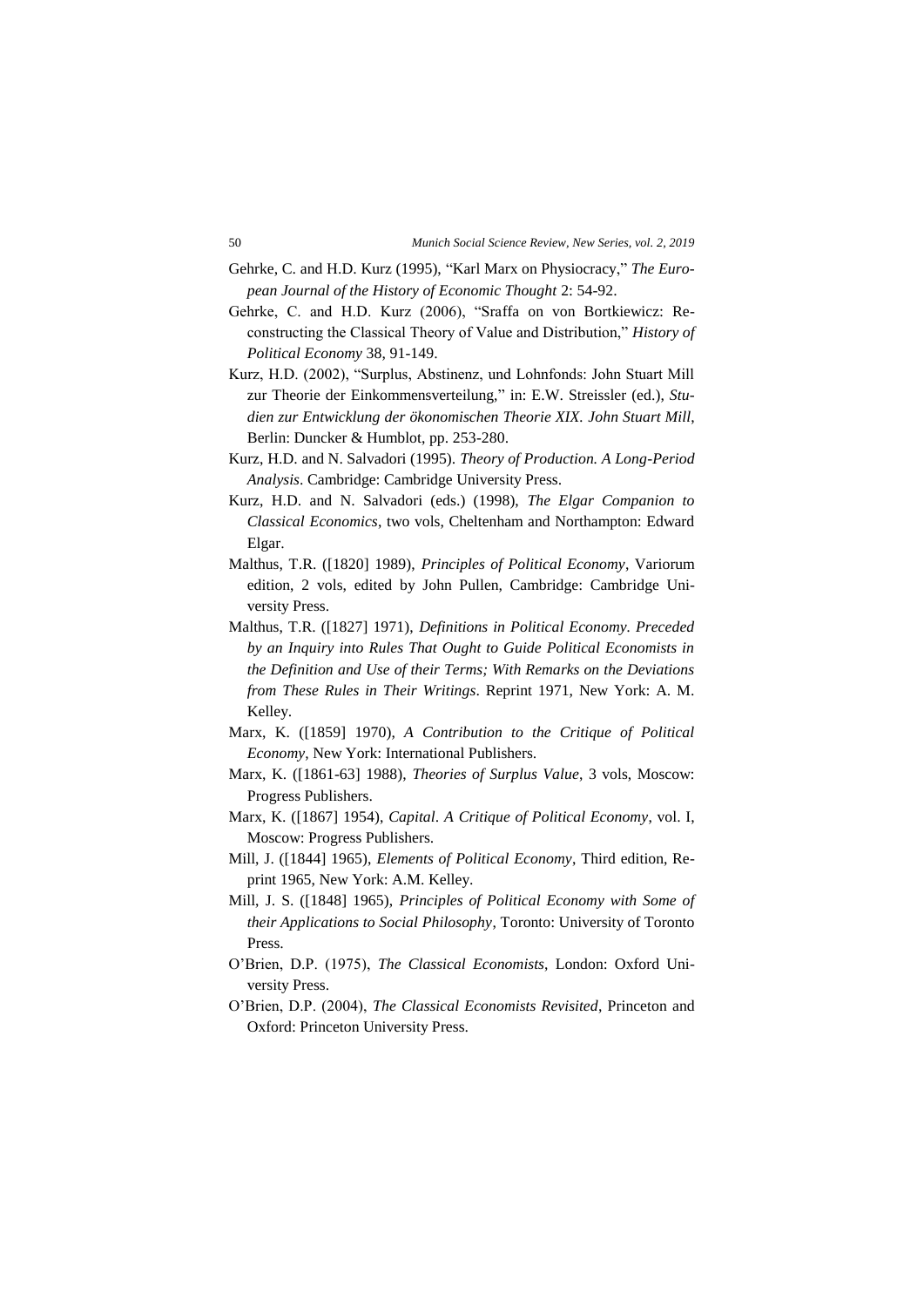Gehrke, C. and H.D. Kurz (1995), "Karl Marx on Physiocracy," *The European Journal of the History of Economic Thought* 2: 54-92.

Gehrke, C. and H.D. Kurz (2006), "Sraffa on von Bortkiewicz: Reconstructing the Classical Theory of Value and Distribution," *History of Political Economy* 38, 91-149.

Kurz, H.D. (2002), "Surplus, Abstinenz, und Lohnfonds: John Stuart Mill zur Theorie der Einkommensverteilung," in: E.W. Streissler (ed.), *Studien zur Entwicklung der ökonomischen Theorie XIX. John Stuart Mill*, Berlin: Duncker & Humblot, pp. 253-280.

Kurz, H.D. and N. Salvadori (1995). *Theory of Production. A Long-Period Analysis*. Cambridge: Cambridge University Press.

Kurz, H.D. and N. Salvadori (eds.) (1998), *The Elgar Companion to Classical Economics*, two vols, Cheltenham and Northampton: Edward Elgar.

Malthus, T.R. ([1820] 1989), *Principles of Political Economy*, Variorum edition, 2 vols, edited by John Pullen, Cambridge: Cambridge University Press.

Malthus, T.R. ([1827] 1971), *Definitions in Political Economy. Preceded by an Inquiry into Rules That Ought to Guide Political Economists in the Definition and Use of their Terms; With Remarks on the Deviations from These Rules in Their Writings*. Reprint 1971, New York: A. M. Kelley.

Marx, K. ([1859] 1970), *A Contribution to the Critique of Political Economy*, New York: International Publishers.

Marx, K. ([1861-63] 1988), *Theories of Surplus Value*, 3 vols, Moscow: Progress Publishers.

Marx, K. ([1867] 1954), *Capital. A Critique of Political Economy*, vol. I, Moscow: Progress Publishers.

Mill, J. ([1844] 1965), *Elements of Political Economy*, Third edition, Reprint 1965, New York: A.M. Kelley.

Mill, J. S. ([1848] 1965), *Principles of Political Economy with Some of their Applications to Social Philosophy*, Toronto: University of Toronto Press.

O'Brien, D.P. (1975), *The Classical Economists*, London: Oxford University Press.

O'Brien, D.P. (2004), *The Classical Economists Revisited*, Princeton and Oxford: Princeton University Press.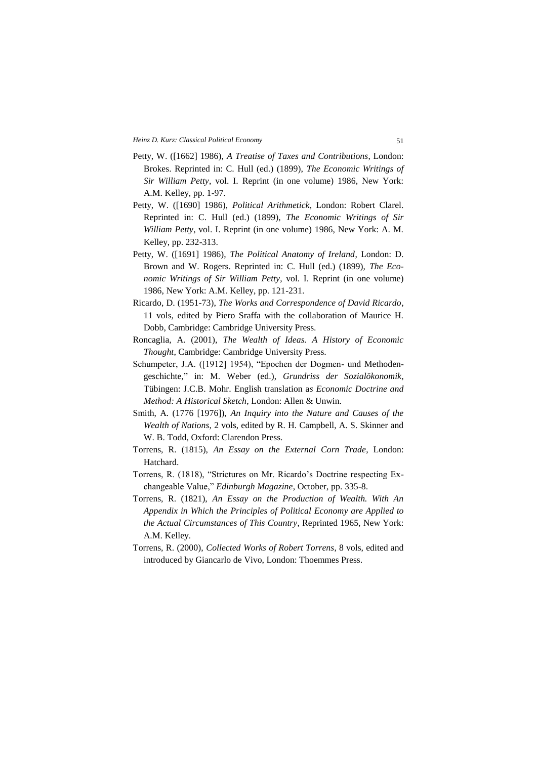Petty, W. ([1662] 1986), *A Treatise of Taxes and Contributions*, London: Brokes. Reprinted in: C. Hull (ed.) (1899), *The Economic Writings of Sir William Petty*, vol. I. Reprint (in one volume) 1986, New York: A.M. Kelley, pp. 1-97.

Petty, W. ([1690] 1986), *Political Arithmetick*, London: Robert Clarel. Reprinted in: C. Hull (ed.) (1899), *The Economic Writings of Sir William Petty*, vol. I. Reprint (in one volume) 1986, New York: A. M. Kelley, pp. 232-313.

Petty, W. ([1691] 1986), *The Political Anatomy of Ireland*, London: D. Brown and W. Rogers. Reprinted in: C. Hull (ed.) (1899), *The Economic Writings of Sir William Petty*, vol. I. Reprint (in one volume) 1986, New York: A.M. Kelley, pp. 121-231.

Ricardo, D. (1951-73), *The Works and Correspondence of David Ricardo*, 11 vols, edited by Piero Sraffa with the collaboration of Maurice H. Dobb, Cambridge: Cambridge University Press.

Roncaglia, A. (2001), *The Wealth of Ideas. A History of Economic Thought*, Cambridge: Cambridge University Press.

Schumpeter, J.A. ([1912] 1954), "Epochen der Dogmen- und Methodengeschichte," in: M. Weber (ed.), *Grundriss der Sozialökonomik*, Tübingen: J.C.B. Mohr. English translation as *Economic Doctrine and Method: A Historical Sketch*, London: Allen & Unwin.

Smith, A. (1776 [1976]), *An Inquiry into the Nature and Causes of the Wealth of Nations*, 2 vols, edited by R. H. Campbell, A. S. Skinner and W. B. Todd, Oxford: Clarendon Press.

Torrens, R. (1815), *An Essay on the External Corn Trade*, London: Hatchard.

Torrens, R. (1818), "Strictures on Mr. Ricardo's Doctrine respecting Exchangeable Value," *Edinburgh Magazine*, October, pp. 335-8.

Torrens, R. (1821), *An Essay on the Production of Wealth. With An Appendix in Which the Principles of Political Economy are Applied to the Actual Circumstances of This Country*, Reprinted 1965, New York: A.M. Kelley.

Torrens, R. (2000), *Collected Works of Robert Torrens*, 8 vols, edited and introduced by Giancarlo de Vivo, London: Thoemmes Press.